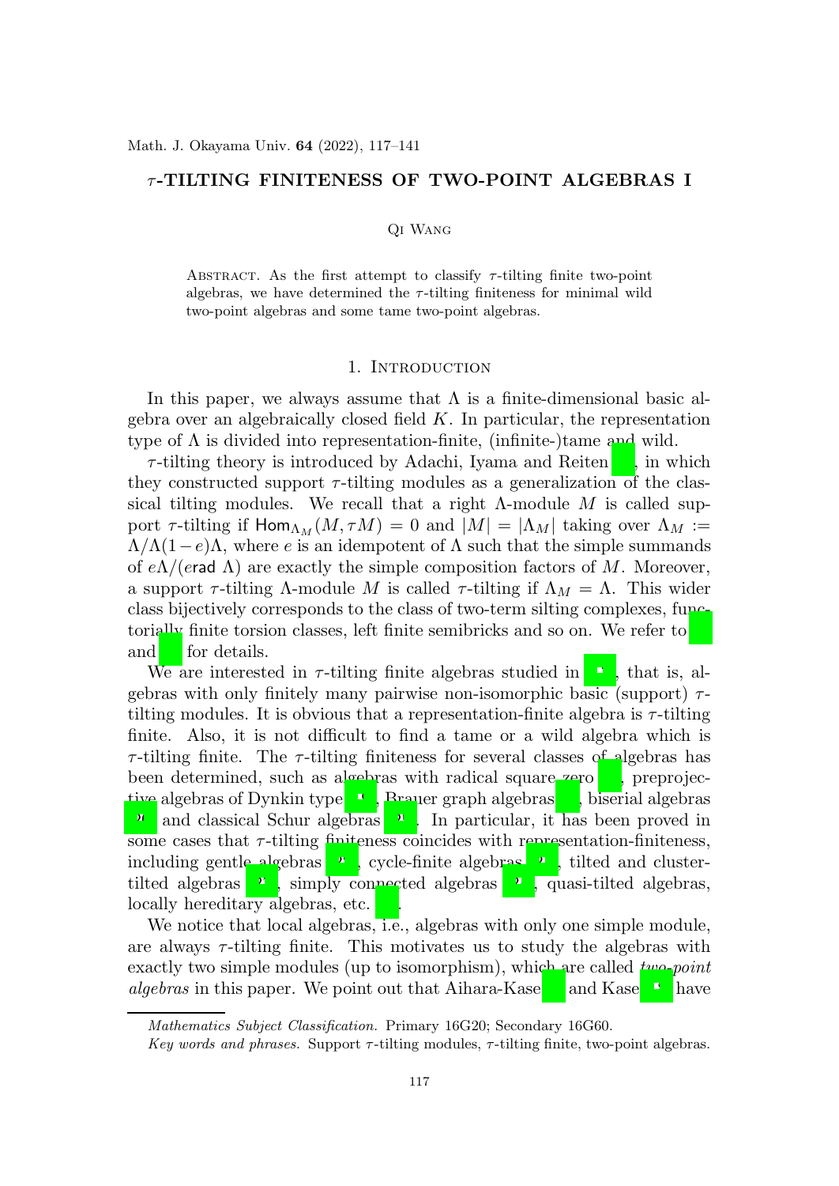# $\tau$-TILTING FINITENESS OF TWO-POINT ALGEBRAS I

Qi Wang

Abstract. As the first attempt to classify $\tau$-tilting finite two-point algebras, we have determined the $\tau$-tilting finiteness for minimal wild two-point algebras and some tame two-point algebras.

## 1. Introduction

In this paper, we always assume that $\Lambda$ is a finite-dimensional basic algebra over an algebraically closed field $K$. In particular, the representation type of $\Lambda$ is divided into representation-finite, (infinite-)tame and wild.

$\tau$-tilting theory is introduced by Adachi, Iyama and Reiten [ ], in which they constructed support $\tau$-tilting modules as a generalization of the classical tilting modules. We recall that a right $\Lambda$-module $M$ is called support $\tau$-tilting if $\mathsf{Hom}_{\Lambda_M}(M, \tau M) = 0$ and $|M| = |\Lambda_M|$ taking over $\Lambda_M := \Lambda/\Lambda(1-e)\Lambda$, where $e$ is an idempotent of $\Lambda$ such that the simple summands of $e\Lambda/(e\mathsf{rad}\ \Lambda)$ are exactly the simple composition factors of $M$. Moreover, a support $\tau$-tilting $\Lambda$-module $M$ is called $\tau$-tilting if $\Lambda_M = \Lambda$. This wider class bijectively corresponds to the class of two-term silting complexes, functorially finite torsion classes, left finite semibricks and so on. We refer to [ ] and [ ] for details.

We are interested in $\tau$-tilting finite algebras studied in [ ], that is, algebras with only finitely many pairwise non-isomorphic basic (support) $\tau$-tilting modules. It is obvious that a representation-finite algebra is $\tau$-tilting finite. Also, it is not difficult to find a tame or a wild algebra which is $\tau$-tilting finite. The $\tau$-tilting finiteness for several classes of algebras has been determined, such as algebras with radical square zero [ ], preprojective algebras of Dynkin type [ ], Brauer graph algebras [ ], biserial algebras [ ] and classical Schur algebras [ ]. In particular, it has been proved in some cases that $\tau$-tilting finiteness coincides with representation-finiteness, including gentle algebras [ ], cycle-finite algebras [ ], tilted and cluster-tilted algebras [ ], simply connected algebras [ ], quasi-tilted algebras, locally hereditary algebras, etc. [ ].

We notice that local algebras, i.e., algebras with only one simple module, are always $\tau$-tilting finite. This motivates us to study the algebras with exactly two simple modules (up to isomorphism), which are called *two-point algebras* in this paper. We point out that Aihara-Kase [ ] and Kase [ ] have

*Mathematics Subject Classification.* Primary 16G20; Secondary 16G60.

*Key words and phrases.* Support $\tau$-tilting modules, $\tau$-tilting finite, two-point algebras.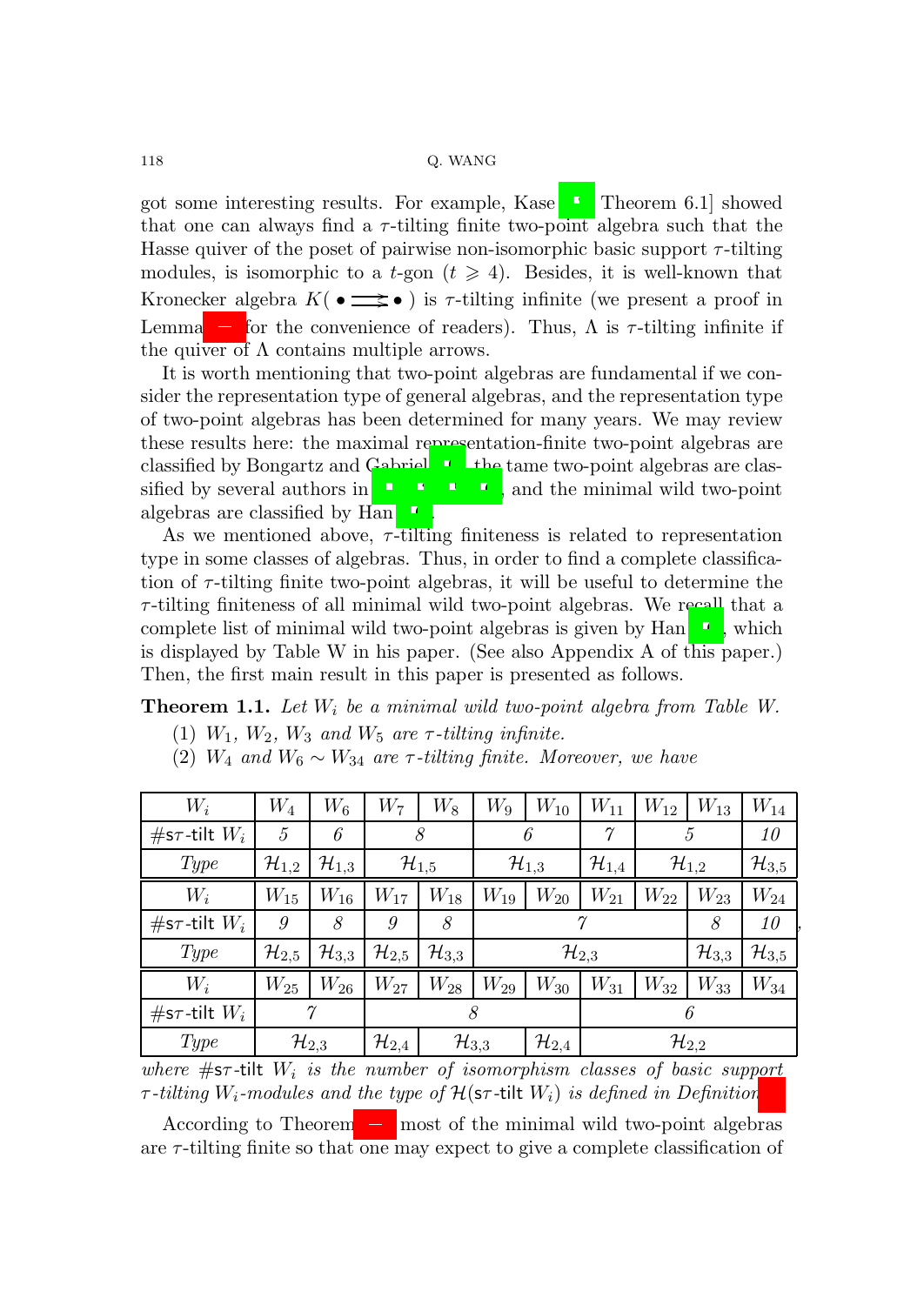got some interesting results. For example, Kase [ Theorem 6.1] showed that one can always find a $\tau$-tilting finite two-point algebra such that the Hasse quiver of the poset of pairwise non-isomorphic basic support $\tau$-tilting modules, is isomorphic to a $t$-gon ($t \geqslant 4$). Besides, it is well-known that Kronecker algebra $K( \bullet \rightrightarrows \bullet )$ is $\tau$-tilting infinite (we present a proof in Lemma for the convenience of readers). Thus, $\Lambda$ is $\tau$-tilting infinite if the quiver of $\Lambda$ contains multiple arrows.

It is worth mentioning that two-point algebras are fundamental if we consider the representation type of general algebras, and the representation type of two-point algebras has been determined for many years. We may review these results here: the maximal representation-finite two-point algebras are classified by Bongartz and Gabriel , the tame two-point algebras are classified by several authors in , and the minimal wild two-point algebras are classified by Han .

As we mentioned above, $\tau$-tilting finiteness is related to representation type in some classes of algebras. Thus, in order to find a complete classification of $\tau$-tilting finite two-point algebras, it will be useful to determine the $\tau$-tilting finiteness of all minimal wild two-point algebras. We recall that a complete list of minimal wild two-point algebras is given by Han , which is displayed by Table W in his paper. (See also Appendix A of this paper.) Then, the first main result in this paper is presented as follows.

**Theorem 1.1.** *Let $W_i$ be a minimal wild two-point algebra from Table W.*

(1) *$W_1$, $W_2$, $W_3$ and $W_5$ are $\tau$-tilting infinite.*

(2) *$W_4$ and $W_6 \sim W_{34}$ are $\tau$-tilting finite. Moreover, we have*

| $W_i$ | $W_4$ | $W_6$ | $W_7$ | $W_8$ | $W_9$ | $W_{10}$ | $W_{11}$ | $W_{12}$ | $W_{13}$ | $W_{14}$ |
|---|---|---|---|---|---|---|---|---|---|---|
| $\#\mathsf{s}\tau\text{-tilt}\ W_i$ | 5 | 6 | 8 | | 6 | | 7 | 5 | | 10 |
| *Type* | $\mathcal{H}_{1,2}$ | $\mathcal{H}_{1,3}$ | $\mathcal{H}_{1,5}$ | | $\mathcal{H}_{1,3}$ | | $\mathcal{H}_{1,4}$ | $\mathcal{H}_{1,2}$ | | $\mathcal{H}_{3,5}$ |
| $W_i$ | $W_{15}$ | $W_{16}$ | $W_{17}$ | $W_{18}$ | $W_{19}$ | $W_{20}$ | $W_{21}$ | $W_{22}$ | $W_{23}$ | $W_{24}$ |
| $\#\mathsf{s}\tau\text{-tilt}\ W_i$ | 9 | 8 | 9 | 8 | 7 | | | | 8 | 10 |
| *Type* | $\mathcal{H}_{2,5}$ | $\mathcal{H}_{3,3}$ | $\mathcal{H}_{2,5}$ | $\mathcal{H}_{3,3}$ | $\mathcal{H}_{2,3}$ | | | | $\mathcal{H}_{3,3}$ | $\mathcal{H}_{3,5}$ |
| $W_i$ | $W_{25}$ | $W_{26}$ | $W_{27}$ | $W_{28}$ | $W_{29}$ | $W_{30}$ | $W_{31}$ | $W_{32}$ | $W_{33}$ | $W_{34}$ |
| $\#\mathsf{s}\tau\text{-tilt}\ W_i$ | 7 | | 8 | | | | 6 | | | |
| *Type* | $\mathcal{H}_{2,3}$ | | $\mathcal{H}_{2,4}$ | $\mathcal{H}_{3,3}$ | | $\mathcal{H}_{2,4}$ | $\mathcal{H}_{2,2}$ | | | |

*where $\#\mathsf{s}\tau\text{-tilt}\ W_i$ is the number of isomorphism classes of basic support $\tau$-tilting $W_i$-modules and the type of $\mathcal{H}(\mathsf{s}\tau\text{-tilt}\ W_i)$ is defined in Definition*

According to Theorem most of the minimal wild two-point algebras are $\tau$-tilting finite so that one may expect to give a complete classification of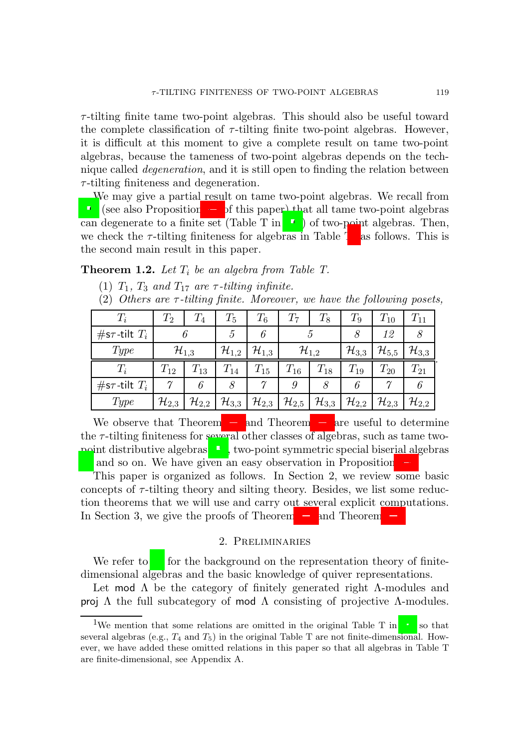$\tau$-tilting finite tame two-point algebras. This should also be useful toward the complete classification of $\tau$-tilting finite two-point algebras. However, it is difficult at this moment to give a complete result on tame two-point algebras, because the tameness of two-point algebras depends on the technique called *degeneration*, and it is still open to finding the relation between $\tau$-tilting finiteness and degeneration.

We may give a partial result on tame two-point algebras. We recall from  (see also Proposition  of this paper) that all tame two-point algebras can degenerate to a finite set (Table T in ) of two-point algebras. Then, we check the $\tau$-tilting finiteness for algebras in Table T as follows. This is the second main result in this paper.

**Theorem 1.2.** *Let $T_i$ be an algebra from Table T.*

(1) *$T_1$, $T_3$ and $T_{17}$ are $\tau$-tilting infinite.*
(2) *Others are $\tau$-tilting finite. Moreover, we have the following posets,*

| $T_i$ | $T_2$ | $T_4$ | $T_5$ | $T_6$ | $T_7$ | $T_8$ | $T_9$ | $T_{10}$ | $T_{11}$ |
|---|---|---|---|---|---|---|---|---|---|
| $\#\mathsf{s}\tau$-tilt $T_i$ | 6 | | 5 | 6 | 5 | | 8 | 12 | 8 |
| *Type* | $\mathcal{H}_{1,3}$ | | $\mathcal{H}_{1,2}$ | $\mathcal{H}_{1,3}$ | $\mathcal{H}_{1,2}$ | | $\mathcal{H}_{3,3}$ | $\mathcal{H}_{5,5}$ | $\mathcal{H}_{3,3}$ |

| $T_i$ | $T_{12}$ | $T_{13}$ | $T_{14}$ | $T_{15}$ | $T_{16}$ | $T_{18}$ | $T_{19}$ | $T_{20}$ | $T_{21}$ |
|---|---|---|---|---|---|---|---|---|---|
| $\#\mathsf{s}\tau$-tilt $T_i$ | 7 | 6 | 8 | 7 | 9 | 8 | 6 | 7 | 6 |
| *Type* | $\mathcal{H}_{2,3}$ | $\mathcal{H}_{2,2}$ | $\mathcal{H}_{3,3}$ | $\mathcal{H}_{2,3}$ | $\mathcal{H}_{2,5}$ | $\mathcal{H}_{3,3}$ | $\mathcal{H}_{2,2}$ | $\mathcal{H}_{2,3}$ | $\mathcal{H}_{2,2}$ |

We observe that Theorem  and Theorem  are useful to determine the $\tau$-tilting finiteness for several other classes of algebras, such as tame two-point distributive algebras , two-point symmetric special biserial algebras  and so on. We have given an easy observation in Proposition .

This paper is organized as follows. In Section 2, we review some basic concepts of $\tau$-tilting theory and silting theory. Besides, we list some reduction theorems that we will use and carry out several explicit computations. In Section 3, we give the proofs of Theorem  and Theorem .

## 2. Preliminaries

We refer to  for the background on the representation theory of finite-dimensional algebras and the basic knowledge of quiver representations.

Let $\mathsf{mod}\ \Lambda$ be the category of finitely generated right $\Lambda$-modules and $\mathsf{proj}\ \Lambda$ the full subcategory of $\mathsf{mod}\ \Lambda$ consisting of projective $\Lambda$-modules.

[1]We mention that some relations are omitted in the original Table T in  so that several algebras (e.g., $T_4$ and $T_5$) in the original Table T are not finite-dimensional. However, we have added these omitted relations in this paper so that all algebras in Table T are finite-dimensional, see Appendix A.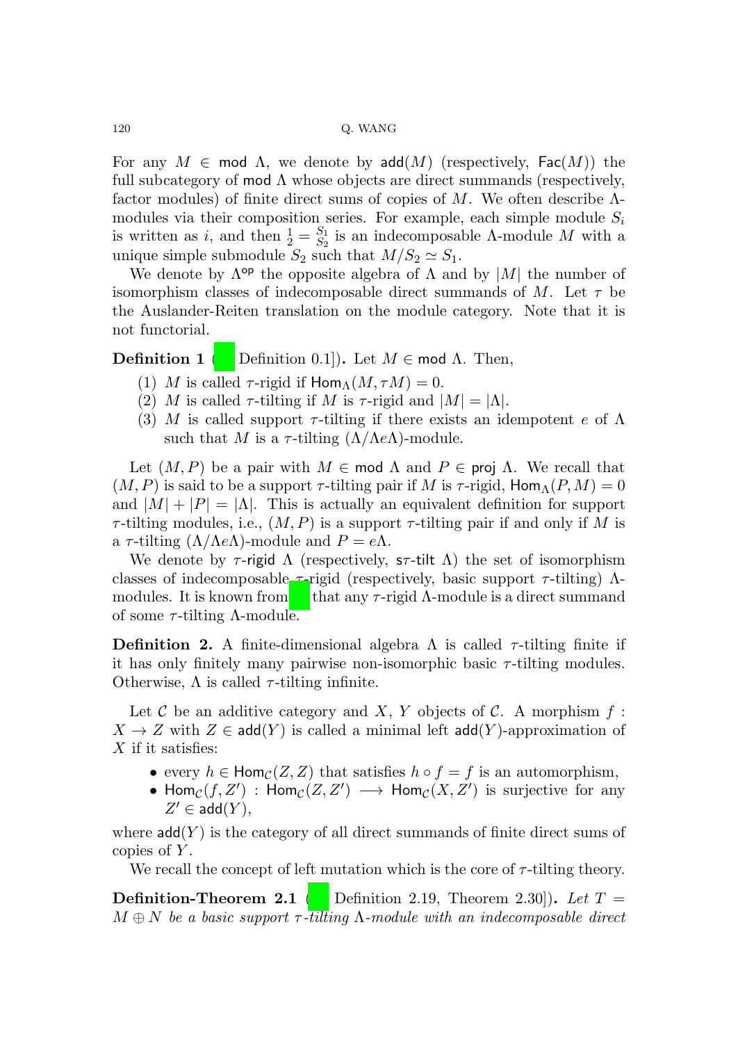For any $M \in \mathsf{mod}\ \Lambda$, we denote by $\mathsf{add}(M)$ (respectively, $\mathsf{Fac}(M)$) the full subcategory of $\mathsf{mod}\ \Lambda$ whose objects are direct summands (respectively, factor modules) of finite direct sums of copies of $M$. We often describe $\Lambda$-modules via their composition series. For example, each simple module $S_i$ is written as $i$, and then $\frac{1}{2} = \frac{S_1}{S_2}$ is an indecomposable $\Lambda$-module $M$ with a unique simple submodule $S_2$ such that $M/S_2 \simeq S_1$.

We denote by $\Lambda^{\mathsf{op}}$ the opposite algebra of $\Lambda$ and by $|M|$ the number of isomorphism classes of indecomposable direct summands of $M$. Let $\tau$ be the Auslander-Reiten translation on the module category. Note that it is not functorial.

**Definition 1** ([ , Definition 0.1]). Let $M \in \mathsf{mod}\ \Lambda$. Then,

(1) $M$ is called $\tau$-rigid if $\mathsf{Hom}_\Lambda(M, \tau M) = 0$.
(2) $M$ is called $\tau$-tilting if $M$ is $\tau$-rigid and $|M| = |\Lambda|$.
(3) $M$ is called support $\tau$-tilting if there exists an idempotent $e$ of $\Lambda$ such that $M$ is a $\tau$-tilting $(\Lambda/\Lambda e\Lambda)$-module.

Let $(M, P)$ be a pair with $M \in \mathsf{mod}\ \Lambda$ and $P \in \mathsf{proj}\ \Lambda$. We recall that $(M, P)$ is said to be a support $\tau$-tilting pair if $M$ is $\tau$-rigid, $\mathsf{Hom}_\Lambda(P, M) = 0$ and $|M| + |P| = |\Lambda|$. This is actually an equivalent definition for support $\tau$-tilting modules, i.e., $(M, P)$ is a support $\tau$-tilting pair if and only if $M$ is a $\tau$-tilting $(\Lambda/\Lambda e\Lambda)$-module and $P = e\Lambda$.

We denote by $\tau\text{-}\mathsf{rigid}\ \Lambda$ (respectively, $\mathsf{s}\tau\text{-}\mathsf{tilt}\ \Lambda$) the set of isomorphism classes of indecomposable $\tau$-rigid (respectively, basic support $\tau$-tilting) $\Lambda$-modules. It is known from [ ] that any $\tau$-rigid $\Lambda$-module is a direct summand of some $\tau$-tilting $\Lambda$-module.

**Definition 2.** A finite-dimensional algebra $\Lambda$ is called $\tau$-tilting finite if it has only finitely many pairwise non-isomorphic basic $\tau$-tilting modules. Otherwise, $\Lambda$ is called $\tau$-tilting infinite.

Let $\mathcal{C}$ be an additive category and $X$, $Y$ objects of $\mathcal{C}$. A morphism $f : X \to Z$ with $Z \in \mathsf{add}(Y)$ is called a minimal left $\mathsf{add}(Y)$-approximation of $X$ if it satisfies:

- every $h \in \mathsf{Hom}_\mathcal{C}(Z, Z)$ that satisfies $h \circ f = f$ is an automorphism,
- $\mathsf{Hom}_\mathcal{C}(f, Z') : \mathsf{Hom}_\mathcal{C}(Z, Z') \longrightarrow \mathsf{Hom}_\mathcal{C}(X, Z')$ is surjective for any $Z' \in \mathsf{add}(Y)$,

where $\mathsf{add}(Y)$ is the category of all direct summands of finite direct sums of copies of $Y$.

We recall the concept of left mutation which is the core of $\tau$-tilting theory.

**Definition-Theorem 2.1** ([ , Definition 2.19, Theorem 2.30]). *Let $T = M \oplus N$ be a basic support $\tau$-tilting $\Lambda$-module with an indecomposable direct*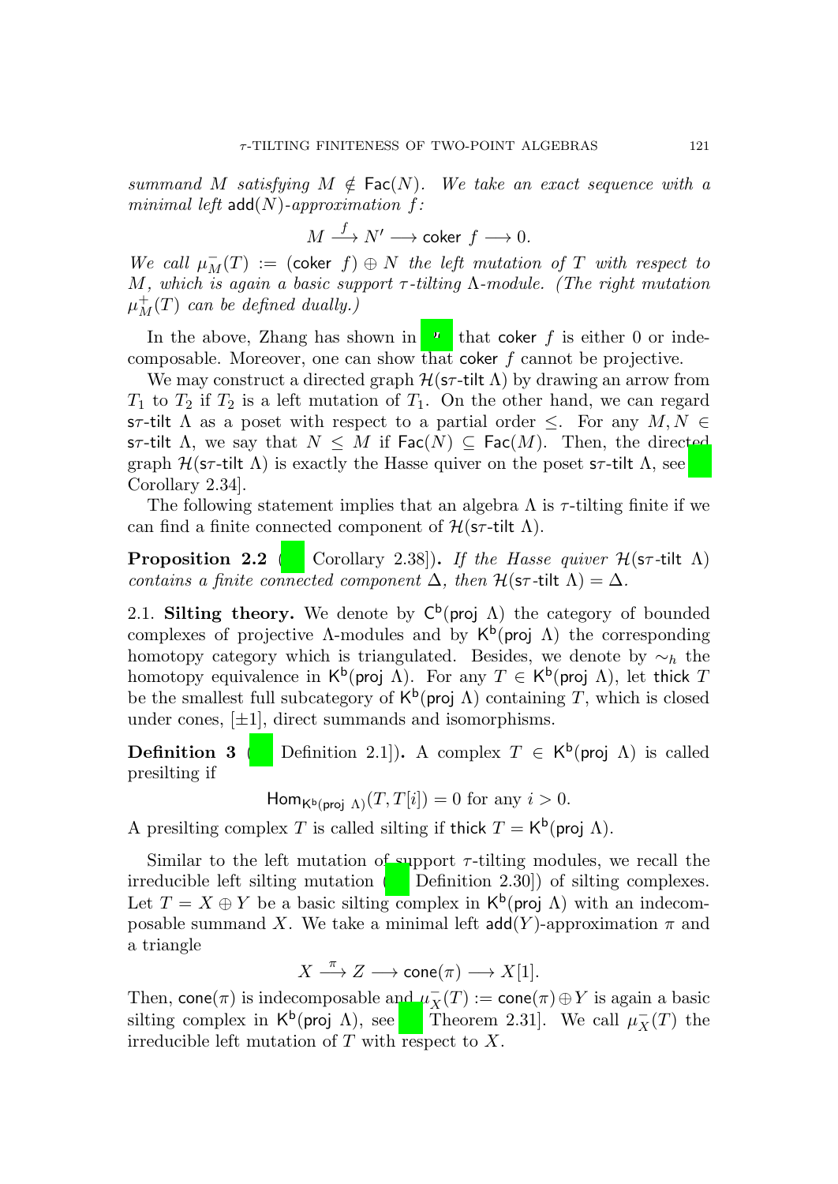*summand $M$ satisfying $M \notin \mathsf{Fac}(N)$. We take an exact sequence with a minimal left $\mathsf{add}(N)$-approximation $f$:*

$$M \xrightarrow{f} N' \longrightarrow \mathsf{coker}\ f \longrightarrow 0.$$

*We call $\mu_M^-(T) := (\mathsf{coker}\ f) \oplus N$ the left mutation of $T$ with respect to $M$, which is again a basic support $\tau$-tilting $\Lambda$-module. (The right mutation $\mu_M^+(T)$ can be defined dually.)*

In the above, Zhang has shown in [ ] that $\mathsf{coker}\ f$ is either 0 or indecomposable. Moreover, one can show that $\mathsf{coker}\ f$ cannot be projective.

We may construct a directed graph $\mathcal{H}(\mathsf{s}\tau\text{-}\mathsf{tilt}\ \Lambda)$ by drawing an arrow from $T_1$ to $T_2$ if $T_2$ is a left mutation of $T_1$. On the other hand, we can regard $\mathsf{s}\tau\text{-}\mathsf{tilt}\ \Lambda$ as a poset with respect to a partial order $\leq$. For any $M, N \in \mathsf{s}\tau\text{-}\mathsf{tilt}\ \Lambda$, we say that $N \leq M$ if $\mathsf{Fac}(N) \subseteq \mathsf{Fac}(M)$. Then, the directed graph $\mathcal{H}(\mathsf{s}\tau\text{-}\mathsf{tilt}\ \Lambda)$ is exactly the Hasse quiver on the poset $\mathsf{s}\tau\text{-}\mathsf{tilt}\ \Lambda$, see [ Corollary 2.34].

The following statement implies that an algebra $\Lambda$ is $\tau$-tilting finite if we can find a finite connected component of $\mathcal{H}(\mathsf{s}\tau\text{-}\mathsf{tilt}\ \Lambda)$.

**Proposition 2.2** ([ Corollary 2.38])**.** *If the Hasse quiver $\mathcal{H}(\mathsf{s}\tau\text{-}\mathsf{tilt}\ \Lambda)$ contains a finite connected component $\Delta$, then $\mathcal{H}(\mathsf{s}\tau\text{-}\mathsf{tilt}\ \Lambda) = \Delta$.*

2.1. **Silting theory.** We denote by $\mathsf{C}^{\mathsf{b}}(\mathsf{proj}\ \Lambda)$ the category of bounded complexes of projective $\Lambda$-modules and by $\mathsf{K}^{\mathsf{b}}(\mathsf{proj}\ \Lambda)$ the corresponding homotopy category which is triangulated. Besides, we denote by $\sim_h$ the homotopy equivalence in $\mathsf{K}^{\mathsf{b}}(\mathsf{proj}\ \Lambda)$. For any $T \in \mathsf{K}^{\mathsf{b}}(\mathsf{proj}\ \Lambda)$, let $\mathsf{thick}\ T$ be the smallest full subcategory of $\mathsf{K}^{\mathsf{b}}(\mathsf{proj}\ \Lambda)$ containing $T$, which is closed under cones, $[\pm 1]$, direct summands and isomorphisms.

**Definition 3** ([ Definition 2.1])**.** A complex $T \in \mathsf{K}^{\mathsf{b}}(\mathsf{proj}\ \Lambda)$ is called presilting if

$$\mathsf{Hom}_{\mathsf{K}^{\mathsf{b}}(\mathsf{proj}\ \Lambda)}(T, T[i]) = 0 \text{ for any } i > 0.$$

A presilting complex $T$ is called silting if $\mathsf{thick}\ T = \mathsf{K}^{\mathsf{b}}(\mathsf{proj}\ \Lambda)$.

Similar to the left mutation of support $\tau$-tilting modules, we recall the irreducible left silting mutation ([ Definition 2.30]) of silting complexes. Let $T = X \oplus Y$ be a basic silting complex in $\mathsf{K}^{\mathsf{b}}(\mathsf{proj}\ \Lambda)$ with an indecomposable summand $X$. We take a minimal left $\mathsf{add}(Y)$-approximation $\pi$ and a triangle

$$X \xrightarrow{\pi} Z \longrightarrow \mathsf{cone}(\pi) \longrightarrow X[1].$$

Then, $\mathsf{cone}(\pi)$ is indecomposable and $\mu_X^-(T) := \mathsf{cone}(\pi) \oplus Y$ is again a basic silting complex in $\mathsf{K}^{\mathsf{b}}(\mathsf{proj}\ \Lambda)$, see [ Theorem 2.31]. We call $\mu_X^-(T)$ the irreducible left mutation of $T$ with respect to $X$.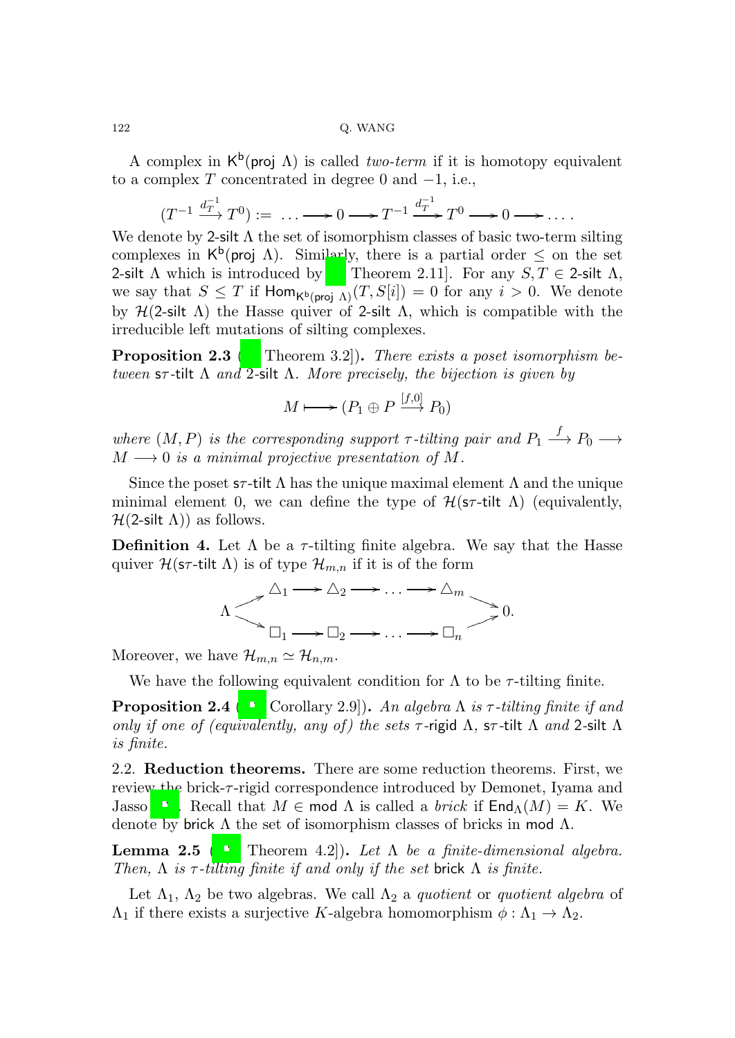A complex in $\mathsf{K}^{\mathsf{b}}(\mathsf{proj}\ \Lambda)$ is called *two-term* if it is homotopy equivalent to a complex $T$ concentrated in degree 0 and $-1$, i.e.,

$$(T^{-1} \xrightarrow{d_T^{-1}} T^0) := \ \dots \longrightarrow 0 \longrightarrow T^{-1} \xrightarrow{d_T^{-1}} T^0 \longrightarrow 0 \longrightarrow \dots.$$

We denote by $\mathsf{2\text{-}silt}\ \Lambda$ the set of isomorphism classes of basic two-term silting complexes in $\mathsf{K}^{\mathsf{b}}(\mathsf{proj}\ \Lambda)$. Similarly, there is a partial order $\leq$ on the set $\mathsf{2\text{-}silt}\ \Lambda$ which is introduced by [ Theorem 2.11]. For any $S, T \in \mathsf{2\text{-}silt}\ \Lambda$, we say that $S \leq T$ if $\mathsf{Hom}_{\mathsf{K}^{\mathsf{b}}(\mathsf{proj}\ \Lambda)}(T, S[i]) = 0$ for any $i > 0$. We denote by $\mathcal{H}(\mathsf{2\text{-}silt}\ \Lambda)$ the Hasse quiver of $\mathsf{2\text{-}silt}\ \Lambda$, which is compatible with the irreducible left mutations of silting complexes.

**Proposition 2.3** ([ Theorem 3.2]). *There exists a poset isomorphism between* $\mathsf{s\tau\text{-}tilt}\ \Lambda$ *and* $\mathsf{2\text{-}silt}\ \Lambda$. *More precisely, the bijection is given by*

$$M \longmapsto (P_1 \oplus P \xrightarrow{[f,0]} P_0)$$

*where* $(M, P)$ *is the corresponding support* $\tau$*-tilting pair and* $P_1 \xrightarrow{f} P_0 \longrightarrow M \longrightarrow 0$ *is a minimal projective presentation of* $M$.

Since the poset $\mathsf{s\tau\text{-}tilt}\ \Lambda$ has the unique maximal element $\Lambda$ and the unique minimal element 0, we can define the type of $\mathcal{H}(\mathsf{s\tau\text{-}tilt}\ \Lambda)$ (equivalently, $\mathcal{H}(\mathsf{2\text{-}silt}\ \Lambda)$) as follows.

**Definition 4.** Let $\Lambda$ be a $\tau$-tilting finite algebra. We say that the Hasse quiver $\mathcal{H}(\mathsf{s\tau\text{-}tilt}\ \Lambda)$ is of type $\mathcal{H}_{m,n}$ if it is of the form

$$\begin{array}{ccc} & \triangle_1 \longrightarrow \triangle_2 \longrightarrow \dots \longrightarrow \triangle_m & \\ \Lambda \nearrow\!\!\!\searrow & & \searrow\!\!\!\nearrow 0. \\ & \square_1 \longrightarrow \square_2 \longrightarrow \dots \longrightarrow \square_n & \end{array}$$

Moreover, we have $\mathcal{H}_{m,n} \simeq \mathcal{H}_{n,m}$.

We have the following equivalent condition for $\Lambda$ to be $\tau$-tilting finite.

**Proposition 2.4** ([ Corollary 2.9]). *An algebra* $\Lambda$ *is* $\tau$*-tilting finite if and only if one of (equivalently, any of) the sets* $\tau\text{-}\mathsf{rigid}\ \Lambda$, $\mathsf{s\tau\text{-}tilt}\ \Lambda$ *and* $\mathsf{2\text{-}silt}\ \Lambda$ *is finite.*

2.2. **Reduction theorems.** There are some reduction theorems. First, we review the brick-$\tau$-rigid correspondence introduced by Demonet, Iyama and Jasso [ ]. Recall that $M \in \mathsf{mod}\ \Lambda$ is called a *brick* if $\mathsf{End}_\Lambda(M) = K$. We denote by $\mathsf{brick}\ \Lambda$ the set of isomorphism classes of bricks in $\mathsf{mod}\ \Lambda$.

**Lemma 2.5** ([ Theorem 4.2]). *Let* $\Lambda$ *be a finite-dimensional algebra. Then,* $\Lambda$ *is* $\tau$*-tilting finite if and only if the set* $\mathsf{brick}\ \Lambda$ *is finite.*

Let $\Lambda_1$, $\Lambda_2$ be two algebras. We call $\Lambda_2$ a *quotient* or *quotient algebra* of $\Lambda_1$ if there exists a surjective $K$-algebra homomorphism $\phi : \Lambda_1 \to \Lambda_2$.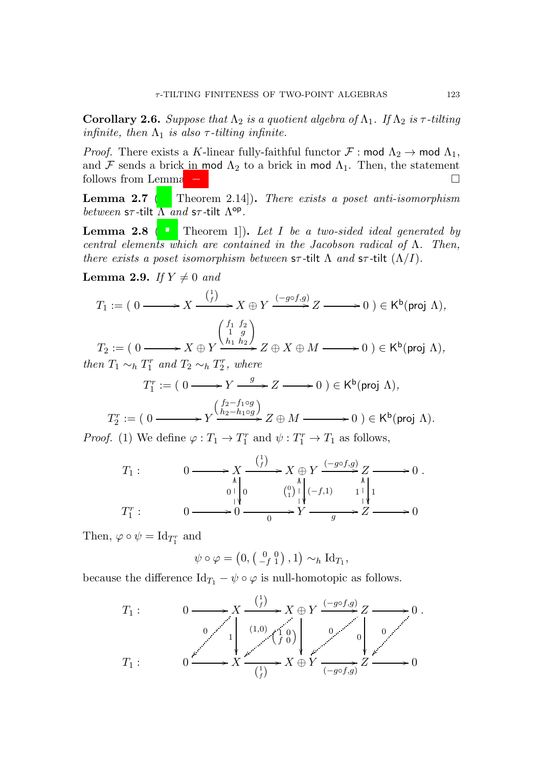**Corollary 2.6.** *Suppose that $\Lambda_2$ is a quotient algebra of $\Lambda_1$. If $\Lambda_2$ is $\tau$-tilting infinite, then $\Lambda_1$ is also $\tau$-tilting infinite.*

*Proof.* There exists a $K$-linear fully-faithful functor $\mathcal{F}: \mathsf{mod}\ \Lambda_2 \to \mathsf{mod}\ \Lambda_1$, and $\mathcal{F}$ sends a brick in $\mathsf{mod}\ \Lambda_2$ to a brick in $\mathsf{mod}\ \Lambda_1$. Then, the statement follows from Lemma . □

**Lemma 2.7** ( Theorem 2.14]). *There exists a poset anti-isomorphism between $\mathsf{s}\tau\text{-}\mathsf{tilt}\ \Lambda$ and $\mathsf{s}\tau\text{-}\mathsf{tilt}\ \Lambda^{\mathsf{op}}$.*

**Lemma 2.8** ( Theorem 1]). *Let $I$ be a two-sided ideal generated by central elements which are contained in the Jacobson radical of $\Lambda$. Then, there exists a poset isomorphism between $\mathsf{s}\tau\text{-}\mathsf{tilt}\ \Lambda$ and $\mathsf{s}\tau\text{-}\mathsf{tilt}\ (\Lambda/I)$.*

**Lemma 2.9.** *If $Y \neq 0$ and*

$$T_1 := (\ 0 \longrightarrow X \xrightarrow{\binom{1}{f}} X \oplus Y \xrightarrow{(-g\circ f, g)} Z \longrightarrow 0\ ) \in \mathsf{K}^{\mathsf{b}}(\mathsf{proj}\ \Lambda),$$

$$T_2 := (\ 0 \longrightarrow X \oplus Y \xrightarrow{\begin{pmatrix} f_1 & f_2 \\ 1 & g \\ h_1 & h_2 \end{pmatrix}} Z \oplus X \oplus M \longrightarrow 0\ ) \in \mathsf{K}^{\mathsf{b}}(\mathsf{proj}\ \Lambda),$$

*then $T_1 \sim_h T_1^r$ and $T_2 \sim_h T_2^r$, where*

$$T_1^r := (\ 0 \longrightarrow Y \xrightarrow{g} Z \longrightarrow 0\ ) \in \mathsf{K}^{\mathsf{b}}(\mathsf{proj}\ \Lambda),$$

$$T_2^r := (\ 0 \longrightarrow Y \xrightarrow{\binom{f_2 - f_1\circ g}{h_2 - h_1\circ g}} Z \oplus M \longrightarrow 0\ ) \in \mathsf{K}^{\mathsf{b}}(\mathsf{proj}\ \Lambda).$$

*Proof.* (1) We define $\varphi : T_1 \to T_1^r$ and $\psi : T_1^r \to T_1$ as follows,

$$\begin{array}{llllllllll}
T_1 : & 0 & \longrightarrow & X & \xrightarrow{\binom{1}{f}} & X \oplus Y & \xrightarrow{(-g\circ f, g)} & Z & \longrightarrow & 0\ . \\
 & & & 0 \uparrow\downarrow 0 & & \binom{0}{1} \uparrow\downarrow (-f,1) & & 1 \uparrow\downarrow 1 & & \\
T_1^r : & 0 & \longrightarrow & 0 & \xrightarrow[0]{} & Y & \xrightarrow[g]{} & Z & \longrightarrow & 0
\end{array}$$

Then, $\varphi \circ \psi = \mathrm{Id}_{T_1^r}$ and

$$\psi \circ \varphi = \left(0, \left(\begin{smallmatrix} 0 & 0 \\ -f & 1 \end{smallmatrix}\right), 1\right) \sim_h \mathrm{Id}_{T_1},$$

because the difference $\mathrm{Id}_{T_1} - \psi \circ \varphi$ is null-homotopic as follows.

$$\begin{array}{llllllllll}
T_1 : & 0 & \longrightarrow & X & \xrightarrow{\binom{1}{f}} & X \oplus Y & \xrightarrow{(-g\circ f, g)} & Z & \longrightarrow & 0\ . \\
 & & \swarrow 0 & \downarrow 1 & \swarrow (1,0) & \downarrow \left(\begin{smallmatrix} 1 & 0 \\ f & 0 \end{smallmatrix}\right) & \swarrow 0 & \downarrow 0 & \swarrow 0 & \\
T_1 : & 0 & \longrightarrow & X & \xrightarrow[\binom{1}{f}]{} & X \oplus Y & \xrightarrow[(-g\circ f, g)]{} & Z & \longrightarrow & 0
\end{array}$$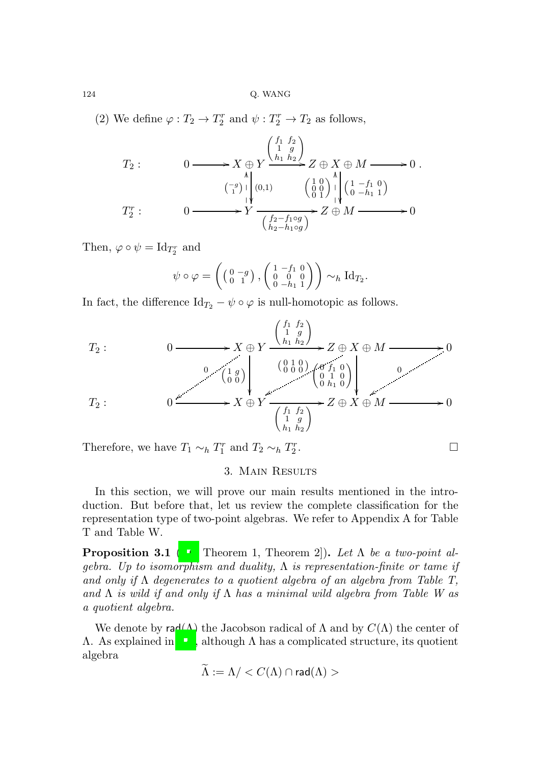(2) We define $\varphi : T_2 \to T_2^r$ and $\psi : T_2^r \to T_2$ as follows,

$$
\begin{array}{llllllllll}
T_2: & 0 & \longrightarrow & X \oplus Y & \xrightarrow{\begin{pmatrix} f_1 & f_2 \\ 1 & g \\ h_1 & h_2 \end{pmatrix}} & Z \oplus X \oplus M & \longrightarrow & 0\,. \\
 & & & \binom{-g}{1} \uparrow \downarrow (0,1) & & \begin{pmatrix} 1 & 0 \\ 0 & 0 \\ 0 & 1 \end{pmatrix} \uparrow \downarrow \begin{pmatrix} 1 & -f_1 & 0 \\ 0 & -h_1 & 1 \end{pmatrix} & & \\
T_2^r: & 0 & \longrightarrow & Y & \xrightarrow[\begin{pmatrix} f_2 - f_1 \circ g \\ h_2 - h_1 \circ g \end{pmatrix}]{} & Z \oplus M & \longrightarrow & 0
\end{array}
$$

Then, $\varphi \circ \psi = \mathrm{Id}_{T_2^r}$ and

$$\psi \circ \varphi = \left( \begin{pmatrix} 0 & -g \\ 0 & 1 \end{pmatrix}, \begin{pmatrix} 1 & -f_1 & 0 \\ 0 & 0 & 0 \\ 0 & -h_1 & 1 \end{pmatrix} \right) \sim_h \mathrm{Id}_{T_2}.$$

In fact, the difference $\mathrm{Id}_{T_2} - \psi \circ \varphi$ is null-homotopic as follows.

$$
\begin{array}{llllllllll}
T_2: & 0 & \longrightarrow & X \oplus Y & \xrightarrow{\begin{pmatrix} f_1 & f_2 \\ 1 & g \\ h_1 & h_2 \end{pmatrix}} & Z \oplus X \oplus M & \longrightarrow & 0 \\
 & & {\scriptstyle 0} \swarrow & \begin{pmatrix} 1 & g \\ 0 & 0 \end{pmatrix} \downarrow & {\scriptstyle \begin{pmatrix} 0 & 1 & 0 \\ 0 & 0 & 0 \end{pmatrix}} \swarrow & \begin{pmatrix} 0 & f_1 & 0 \\ 0 & 1 & 0 \\ 0 & h_1 & 0 \end{pmatrix} \downarrow & {\scriptstyle 0} \swarrow & \\
T_2: & 0 & \longrightarrow & X \oplus Y & \xrightarrow[\begin{pmatrix} f_1 & f_2 \\ 1 & g \\ h_1 & h_2 \end{pmatrix}]{} & Z \oplus X \oplus M & \longrightarrow & 0
\end{array}
$$

Therefore, we have $T_1 \sim_h T_1^r$ and $T_2 \sim_h T_2^r$. □

## 3. Main Results

In this section, we will prove our main results mentioned in the introduction. But before that, let us review the complete classification for the representation type of two-point algebras. We refer to Appendix A for Table T and Table W.

**Proposition 3.1** ([ ] Theorem 1, Theorem 2]). *Let $\Lambda$ be a two-point algebra. Up to isomorphism and duality, $\Lambda$ is representation-finite or tame if and only if $\Lambda$ degenerates to a quotient algebra of an algebra from Table T, and $\Lambda$ is wild if and only if $\Lambda$ has a minimal wild algebra from Table W as a quotient algebra.*

We denote by $\mathsf{rad}(\Lambda)$ the Jacobson radical of $\Lambda$ and by $C(\Lambda)$ the center of $\Lambda$. As explained in [ ], although $\Lambda$ has a complicated structure, its quotient algebra

$$\widetilde{\Lambda} := \Lambda / < C(\Lambda) \cap \mathsf{rad}(\Lambda) >$$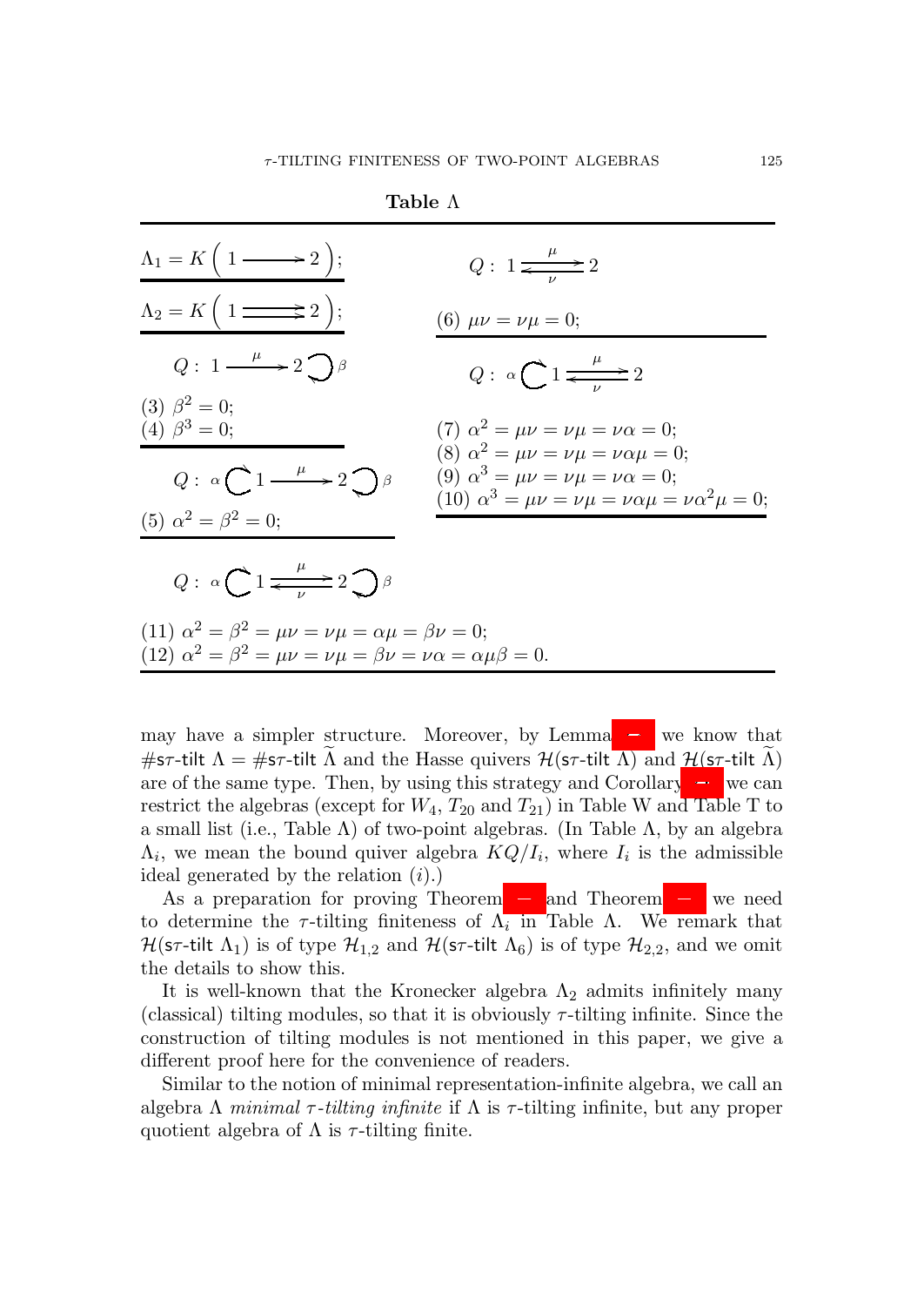**Table Λ**

$\Lambda_1 = K\left(1 \longrightarrow 2\right)$;

$\Lambda_2 = K\left(1 \rightrightarrows 2\right)$;

$Q:\ 1 \xrightarrow{\mu} 2 \circlearrowright \beta$

(3) $\beta^2 = 0$;
(4) $\beta^3 = 0$;

$Q:\ \alpha \circlearrowright 1 \xrightarrow{\mu} 2 \circlearrowright \beta$

(5) $\alpha^2 = \beta^2 = 0$;

$Q:\ 1 \underset{\nu}{\overset{\mu}{\rightleftarrows}} 2$

(6) $\mu\nu = \nu\mu = 0$;

$Q:\ \alpha \circlearrowright 1 \underset{\nu}{\overset{\mu}{\rightleftarrows}} 2$

(7) $\alpha^2 = \mu\nu = \nu\mu = \nu\alpha = 0$;
(8) $\alpha^2 = \mu\nu = \nu\mu = \nu\alpha\mu = 0$;
(9) $\alpha^3 = \mu\nu = \nu\mu = \nu\alpha = 0$;
(10) $\alpha^3 = \mu\nu = \nu\mu = \nu\alpha\mu = \nu\alpha^2\mu = 0$;

$Q:\ \alpha \circlearrowright 1 \underset{\nu}{\overset{\mu}{\rightleftarrows}} 2 \circlearrowright \beta$

(11) $\alpha^2 = \beta^2 = \mu\nu = \nu\mu = \alpha\mu = \beta\nu = 0$;
(12) $\alpha^2 = \beta^2 = \mu\nu = \nu\mu = \beta\nu = \nu\alpha = \alpha\mu\beta = 0$.

may have a simpler structure. Moreover, by Lemma – we know that $\#\mathsf{s}\tau\text{-}\mathsf{tilt}\ \Lambda = \#\mathsf{s}\tau\text{-}\mathsf{tilt}\ \widetilde{\Lambda}$ and the Hasse quivers $\mathcal{H}(\mathsf{s}\tau\text{-}\mathsf{tilt}\ \Lambda)$ and $\mathcal{H}(\mathsf{s}\tau\text{-}\mathsf{tilt}\ \widetilde{\Lambda})$ are of the same type. Then, by using this strategy and Corollary – we can restrict the algebras (except for $W_4$, $T_{20}$ and $T_{21}$) in Table W and Table T to a small list (i.e., Table Λ) of two-point algebras. (In Table Λ, by an algebra $\Lambda_i$, we mean the bound quiver algebra $KQ/I_i$, where $I_i$ is the admissible ideal generated by the relation $(i)$.)

As a preparation for proving Theorem – and Theorem – we need to determine the $\tau$-tilting finiteness of $\Lambda_i$ in Table Λ. We remark that $\mathcal{H}(\mathsf{s}\tau\text{-}\mathsf{tilt}\ \Lambda_1)$ is of type $\mathcal{H}_{1,2}$ and $\mathcal{H}(\mathsf{s}\tau\text{-}\mathsf{tilt}\ \Lambda_6)$ is of type $\mathcal{H}_{2,2}$, and we omit the details to show this.

It is well-known that the Kronecker algebra $\Lambda_2$ admits infinitely many (classical) tilting modules, so that it is obviously $\tau$-tilting infinite. Since the construction of tilting modules is not mentioned in this paper, we give a different proof here for the convenience of readers.

Similar to the notion of minimal representation-infinite algebra, we call an algebra $\Lambda$ *minimal $\tau$-tilting infinite* if $\Lambda$ is $\tau$-tilting infinite, but any proper quotient algebra of $\Lambda$ is $\tau$-tilting finite.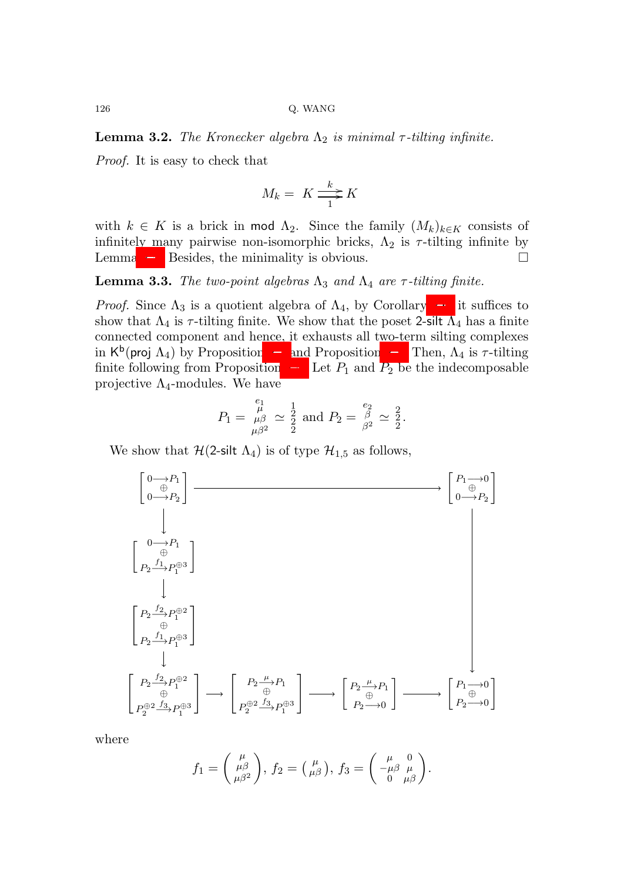**Lemma 3.2.** *The Kronecker algebra $\Lambda_2$ is minimal $\tau$-tilting infinite.*

*Proof.* It is easy to check that

$$M_k = K \overset{k}{\underset{1}{\rightrightarrows}} K$$

with $k \in K$ is a brick in $\mathsf{mod}\ \Lambda_2$. Since the family $(M_k)_{k\in K}$ consists of infinitely many pairwise non-isomorphic bricks, $\Lambda_2$ is $\tau$-tilting infinite by Lemma . Besides, the minimality is obvious. □

**Lemma 3.3.** *The two-point algebras $\Lambda_3$ and $\Lambda_4$ are $\tau$-tilting finite.*

*Proof.* Since $\Lambda_3$ is a quotient algebra of $\Lambda_4$, by Corollary  it suffices to show that $\Lambda_4$ is $\tau$-tilting finite. We show that the poset $\mathsf{2\text{-}silt}\ \Lambda_4$ has a finite connected component and hence, it exhausts all two-term silting complexes in $\mathsf{K}^{\mathsf{b}}(\mathsf{proj}\ \Lambda_4)$ by Proposition  and Proposition . Then, $\Lambda_4$ is $\tau$-tilting finite following from Proposition . Let $P_1$ and $P_2$ be the indecomposable projective $\Lambda_4$-modules. We have

$$P_1 = \begin{smallmatrix} e_1 \\ \mu \\ \mu\beta \\ \mu\beta^2 \end{smallmatrix} \simeq \begin{smallmatrix} 1 \\ 2 \\ 2 \\ 2 \end{smallmatrix} \text{ and } P_2 = \begin{smallmatrix} e_2 \\ \beta \\ \beta^2 \end{smallmatrix} \simeq \begin{smallmatrix} 2 \\ 2 \\ 2 \end{smallmatrix}.$$

We show that $\mathcal{H}(\mathsf{2\text{-}silt}\ \Lambda_4)$ is of type $\mathcal{H}_{1,5}$ as follows,

$$\begin{array}{ccccccc}
\begin{bmatrix} 0\to P_1 \\ \oplus \\ 0\to P_2 \end{bmatrix} & & \longrightarrow & & & & \begin{bmatrix} P_1\to 0 \\ \oplus \\ 0\to P_2 \end{bmatrix} \\
\downarrow & & & & & & \\
\begin{bmatrix} 0\to P_1 \\ \oplus \\ P_2 \xrightarrow{f_1} P_1^{\oplus 3} \end{bmatrix} & & & & & & \\
\downarrow & & & & & & \big\downarrow \\
\begin{bmatrix} P_2 \xrightarrow{f_2} P_1^{\oplus 2} \\ \oplus \\ P_2 \xrightarrow{f_1} P_1^{\oplus 3} \end{bmatrix} & & & & & & \\
\downarrow & & & & & & \\
\begin{bmatrix} P_2 \xrightarrow{f_2} P_1^{\oplus 2} \\ \oplus \\ P_2^{\oplus 2} \xrightarrow{f_3} P_1^{\oplus 3} \end{bmatrix} & \longrightarrow & \begin{bmatrix} P_2 \xrightarrow{\mu} P_1 \\ \oplus \\ P_2^{\oplus 2} \xrightarrow{f_3} P_1^{\oplus 3} \end{bmatrix} & \longrightarrow & \begin{bmatrix} P_2 \xrightarrow{\mu} P_1 \\ \oplus \\ P_2\to 0 \end{bmatrix} & \longrightarrow & \begin{bmatrix} P_1\to 0 \\ \oplus \\ P_2\to 0 \end{bmatrix}
\end{array}$$

where

$$f_1 = \begin{pmatrix} \mu \\ \mu\beta \\ \mu\beta^2 \end{pmatrix},\ f_2 = \begin{pmatrix} \mu \\ \mu\beta \end{pmatrix},\ f_3 = \begin{pmatrix} \mu & 0 \\ -\mu\beta & \mu \\ 0 & \mu\beta \end{pmatrix}.$$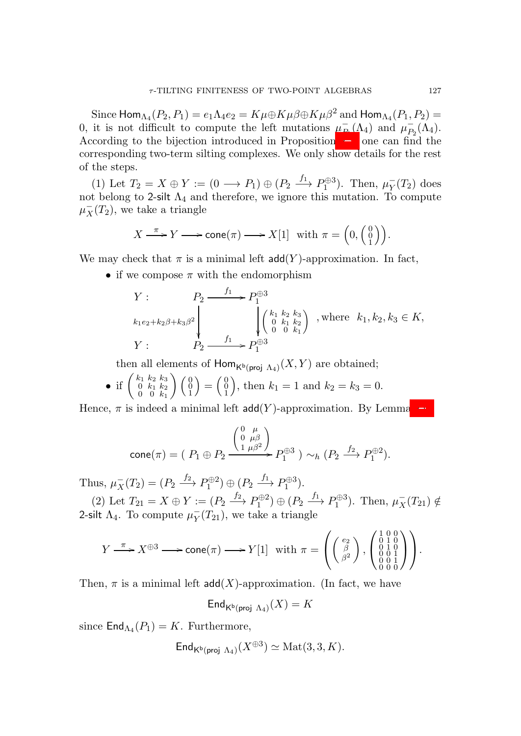Since $\mathsf{Hom}_{\Lambda_4}(P_2, P_1) = e_1\Lambda_4 e_2 = K\mu \oplus K\mu\beta \oplus K\mu\beta^2$ and $\mathsf{Hom}_{\Lambda_4}(P_1, P_2) = 0$, it is not difficult to compute the left mutations $\mu^-_{P_1}(\Lambda_4)$ and $\mu^-_{P_2}(\Lambda_4)$. According to the bijection introduced in Proposition –, one can find the corresponding two-term silting complexes. We only show details for the rest of the steps.

(1) Let $T_2 = X \oplus Y := (0 \longrightarrow P_1) \oplus (P_2 \xrightarrow{f_1} P_1^{\oplus 3})$. Then, $\mu^-_Y(T_2)$ does not belong to 2-silt $\Lambda_4$ and therefore, we ignore this mutation. To compute $\mu^-_X(T_2)$, we take a triangle

$$X \xrightarrow{\pi} Y \longrightarrow \mathsf{cone}(\pi) \longrightarrow X[1] \ \text{ with } \pi = \left(0, \begin{pmatrix} 0 \\ 0 \\ 1 \end{pmatrix}\right).$$

We may check that $\pi$ is a minimal left $\mathsf{add}(Y)$-approximation. In fact,

- if we compose $\pi$ with the endomorphism

$$\begin{array}{ccc} Y: & P_2 \xrightarrow{\quad f_1 \quad} & P_1^{\oplus 3} \\ & {\scriptstyle k_1e_2+k_2\beta+k_3\beta^2}\downarrow & \downarrow {\scriptstyle \begin{pmatrix} k_1 & k_2 & k_3 \\ 0 & k_1 & k_2 \\ 0 & 0 & k_1 \end{pmatrix}} \\ Y: & P_2 \xrightarrow{\quad f_1 \quad} & P_1^{\oplus 3} \end{array} \quad \text{, where } \ k_1, k_2, k_3 \in K,$$

  then all elements of $\mathsf{Hom}_{\mathsf{K^b(proj}\ \Lambda_4)}(X, Y)$ are obtained;
- if $\begin{pmatrix} k_1 & k_2 & k_3 \\ 0 & k_1 & k_2 \\ 0 & 0 & k_1 \end{pmatrix} \begin{pmatrix} 0 \\ 0 \\ 1 \end{pmatrix} = \begin{pmatrix} 0 \\ 0 \\ 1 \end{pmatrix}$, then $k_1 = 1$ and $k_2 = k_3 = 0$.

Hence, $\pi$ is indeed a minimal left $\mathsf{add}(Y)$-approximation. By Lemma –,

$$\mathsf{cone}(\pi) = (\ P_1 \oplus P_2 \xrightarrow{\begin{pmatrix} 0 & \mu \\ 0 & \mu\beta \\ 1 & \mu\beta^2 \end{pmatrix}} P_1^{\oplus 3}\ ) \sim_h (P_2 \xrightarrow{f_2} P_1^{\oplus 2}).$$

Thus, $\mu^-_X(T_2) = (P_2 \xrightarrow{f_2} P_1^{\oplus 2}) \oplus (P_2 \xrightarrow{f_1} P_1^{\oplus 3})$.

(2) Let $T_{21} = X \oplus Y := (P_2 \xrightarrow{f_2} P_1^{\oplus 2}) \oplus (P_2 \xrightarrow{f_1} P_1^{\oplus 3})$. Then, $\mu^-_X(T_{21}) \notin$ 2-silt $\Lambda_4$. To compute $\mu^-_Y(T_{21})$, we take a triangle

$$Y \xrightarrow{\pi} X^{\oplus 3} \longrightarrow \mathsf{cone}(\pi) \longrightarrow Y[1] \ \text{ with } \pi = \left( \begin{pmatrix} e_2 \\ \beta \\ \beta^2 \end{pmatrix}, \begin{pmatrix} 1 & 0 & 0 \\ 0 & 1 & 0 \\ 0 & 1 & 0 \\ 0 & 0 & 1 \\ 0 & 0 & 1 \\ 0 & 0 & 0 \end{pmatrix} \right).$$

Then, $\pi$ is a minimal left $\mathsf{add}(X)$-approximation. (In fact, we have

$$\mathsf{End}_{\mathsf{K^b(proj}\ \Lambda_4)}(X) = K$$

since $\mathsf{End}_{\Lambda_4}(P_1) = K$. Furthermore,

$$\mathsf{End}_{\mathsf{K^b(proj}\ \Lambda_4)}(X^{\oplus 3}) \simeq \mathrm{Mat}(3, 3, K).$$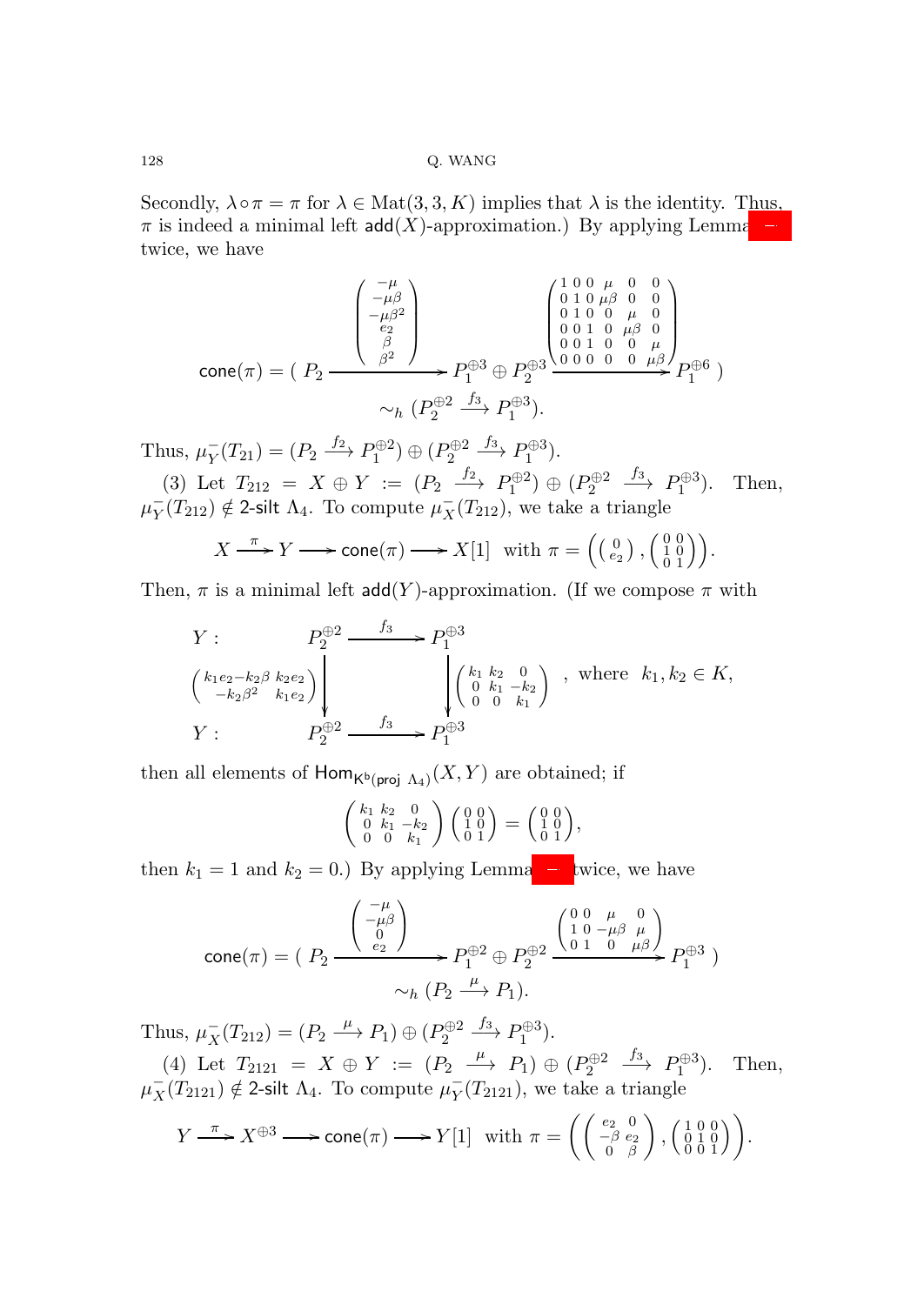Secondly, $\lambda \circ \pi = \pi$ for $\lambda \in \mathrm{Mat}(3,3,K)$ implies that $\lambda$ is the identity. Thus, $\pi$ is indeed a minimal left $\mathsf{add}(X)$-approximation.) By applying Lemma – twice, we have

$$\mathsf{cone}(\pi) = (\ P_2 \xrightarrow{\begin{pmatrix} -\mu \\ -\mu\beta \\ -\mu\beta^2 \\ e_2 \\ \beta \\ \beta^2 \end{pmatrix}} P_1^{\oplus 3} \oplus P_2^{\oplus 3} \xrightarrow{\begin{pmatrix} 1&0&0&\mu&0&0 \\ 0&1&0&\mu\beta&0&0 \\ 0&1&0&0&\mu&0 \\ 0&0&1&0&\mu\beta&0 \\ 0&0&1&0&0&\mu \\ 0&0&0&0&0&\mu\beta \end{pmatrix}} P_1^{\oplus 6}\ )$$
$$\sim_h (P_2^{\oplus 2} \xrightarrow{f_3} P_1^{\oplus 3}).$$

Thus, $\mu_Y^-(T_{21}) = (P_2 \xrightarrow{f_2} P_1^{\oplus 2}) \oplus (P_2^{\oplus 2} \xrightarrow{f_3} P_1^{\oplus 3})$.

(3) Let $T_{212} = X \oplus Y := (P_2 \xrightarrow{f_2} P_1^{\oplus 2}) \oplus (P_2^{\oplus 2} \xrightarrow{f_3} P_1^{\oplus 3})$. Then, $\mu_Y^-(T_{212}) \notin \mathsf{2\text{-}silt}\ \Lambda_4$. To compute $\mu_X^-(T_{212})$, we take a triangle

$$X \xrightarrow{\pi} Y \longrightarrow \mathsf{cone}(\pi) \longrightarrow X[1] \ \text{ with } \pi = \left( \begin{pmatrix} 0 \\ e_2 \end{pmatrix}, \begin{pmatrix} 0&0 \\ 1&0 \\ 0&1 \end{pmatrix} \right).$$

Then, $\pi$ is a minimal left $\mathsf{add}(Y)$-approximation. (If we compose $\pi$ with

$$\begin{array}{ccc} Y: & P_2^{\oplus 2} \xrightarrow{f_3} P_1^{\oplus 3} \\ & \Big\downarrow \begin{pmatrix} k_1e_2 - k_2\beta & k_2e_2 \\ -k_2\beta^2 & k_1e_2 \end{pmatrix} \qquad \Big\downarrow \begin{pmatrix} k_1&k_2&0 \\ 0&k_1&-k_2 \\ 0&0&k_1 \end{pmatrix} \\ Y: & P_2^{\oplus 2} \xrightarrow{f_3} P_1^{\oplus 3} \end{array}, \ \text{ where } \ k_1, k_2 \in K,$$

then all elements of $\mathsf{Hom}_{\mathsf{K^b(proj}\ \Lambda_4)}(X,Y)$ are obtained; if

$$\begin{pmatrix} k_1&k_2&0 \\ 0&k_1&-k_2 \\ 0&0&k_1 \end{pmatrix} \begin{pmatrix} 0&0 \\ 1&0 \\ 0&1 \end{pmatrix} = \begin{pmatrix} 0&0 \\ 1&0 \\ 0&1 \end{pmatrix},$$

then $k_1 = 1$ and $k_2 = 0$.) By applying Lemma – twice, we have

$$\mathsf{cone}(\pi) = (\ P_2 \xrightarrow{\begin{pmatrix} -\mu \\ -\mu\beta \\ 0 \\ e_2 \end{pmatrix}} P_1^{\oplus 2} \oplus P_2^{\oplus 2} \xrightarrow{\begin{pmatrix} 0&0&\mu&0 \\ 1&0&-\mu\beta&\mu \\ 0&1&0&\mu\beta \end{pmatrix}} P_1^{\oplus 3}\ )$$
$$\sim_h (P_2 \xrightarrow{\mu} P_1).$$

Thus, $\mu_X^-(T_{212}) = (P_2 \xrightarrow{\mu} P_1) \oplus (P_2^{\oplus 2} \xrightarrow{f_3} P_1^{\oplus 3})$.

(4) Let $T_{2121} = X \oplus Y := (P_2 \xrightarrow{\mu} P_1) \oplus (P_2^{\oplus 2} \xrightarrow{f_3} P_1^{\oplus 3})$. Then, $\mu_X^-(T_{2121}) \notin \mathsf{2\text{-}silt}\ \Lambda_4$. To compute $\mu_Y^-(T_{2121})$, we take a triangle

$$Y \xrightarrow{\pi} X^{\oplus 3} \longrightarrow \mathsf{cone}(\pi) \longrightarrow Y[1] \ \text{ with } \pi = \left( \begin{pmatrix} e_2 & 0 \\ -\beta & e_2 \\ 0 & \beta \end{pmatrix}, \begin{pmatrix} 1&0&0 \\ 0&1&0 \\ 0&0&1 \end{pmatrix} \right).$$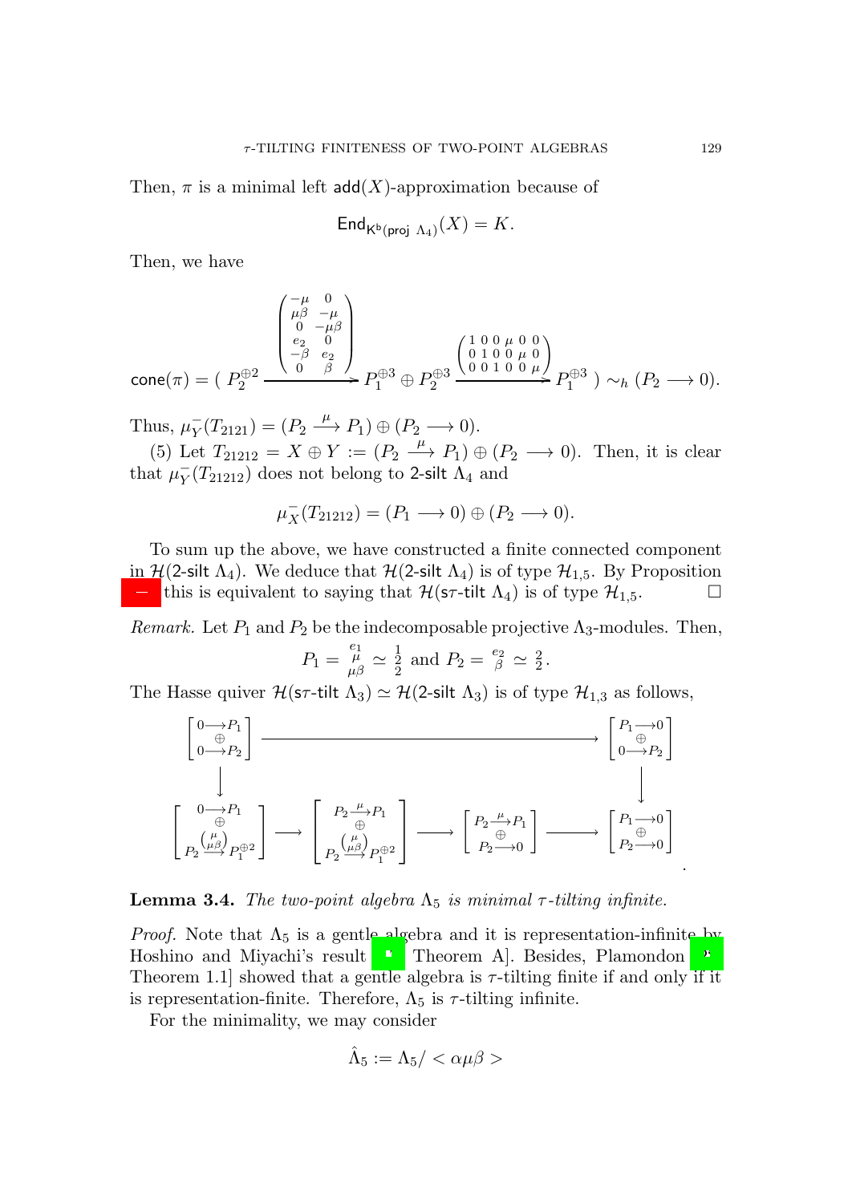Then, $\pi$ is a minimal left $\mathsf{add}(X)$-approximation because of

$$\mathsf{End}_{\mathsf{K^b(proj}\ \Lambda_4)}(X) = K.$$

Then, we have

$$\mathsf{cone}(\pi) = (\ P_2^{\oplus 2} \xrightarrow{\begin{pmatrix} -\mu & 0 \\ \mu\beta & -\mu \\ 0 & -\mu\beta \\ e_2 & 0 \\ -\beta & e_2 \\ 0 & \beta \end{pmatrix}} P_1^{\oplus 3} \oplus P_2^{\oplus 3} \xrightarrow{\begin{pmatrix} 1 & 0 & 0 & \mu & 0 & 0 \\ 0 & 1 & 0 & 0 & \mu & 0 \\ 0 & 0 & 1 & 0 & 0 & \mu \end{pmatrix}} P_1^{\oplus 3}\ ) \sim_h (P_2 \longrightarrow 0).$$

Thus, $\mu_Y^-(T_{2121}) = (P_2 \xrightarrow{\mu} P_1) \oplus (P_2 \longrightarrow 0)$.

(5) Let $T_{21212} = X \oplus Y := (P_2 \xrightarrow{\mu} P_1) \oplus (P_2 \longrightarrow 0)$. Then, it is clear that $\mu_Y^-(T_{21212})$ does not belong to 2-silt $\Lambda_4$ and

$$\mu_X^-(T_{21212}) = (P_1 \longrightarrow 0) \oplus (P_2 \longrightarrow 0).$$

To sum up the above, we have constructed a finite connected component in $\mathcal{H}$(2-silt $\Lambda_4$). We deduce that $\mathcal{H}$(2-silt $\Lambda_4$) is of type $\mathcal{H}_{1,5}$. By Proposition — this is equivalent to saying that $\mathcal{H}$(s$\tau$-tilt $\Lambda_4$) is of type $\mathcal{H}_{1,5}$. □

*Remark.* Let $P_1$ and $P_2$ be the indecomposable projective $\Lambda_3$-modules. Then,

$$P_1 = \begin{smallmatrix} e_1 \\ \mu \\ \mu\beta \end{smallmatrix} \simeq \begin{smallmatrix} 1 \\ 2 \\ 2 \end{smallmatrix} \text{ and } P_2 = \begin{smallmatrix} e_2 \\ \beta \end{smallmatrix} \simeq \begin{smallmatrix} 2 \\ 2 \end{smallmatrix}.$$

The Hasse quiver $\mathcal{H}$(s$\tau$-tilt $\Lambda_3$) $\simeq \mathcal{H}$(2-silt $\Lambda_3$) is of type $\mathcal{H}_{1,3}$ as follows,

$$\begin{array}{ccccccc}
\begin{bmatrix} 0\longrightarrow P_1 \\ \oplus \\ 0\longrightarrow P_2 \end{bmatrix} & & \longrightarrow & & & & \begin{bmatrix} P_1\longrightarrow 0 \\ \oplus \\ 0\longrightarrow P_2 \end{bmatrix} \\
\downarrow & & & & & & \downarrow \\
\begin{bmatrix} 0\longrightarrow P_1 \\ \oplus \\ P_2 \xrightarrow{\binom{\mu}{\mu\beta}} P_1^{\oplus 2} \end{bmatrix} & \longrightarrow & \begin{bmatrix} P_2 \xrightarrow{\mu} P_1 \\ \oplus \\ P_2 \xrightarrow{\binom{\mu}{\mu\beta}} P_1^{\oplus 2} \end{bmatrix} & \longrightarrow & \begin{bmatrix} P_2 \xrightarrow{\mu} P_1 \\ \oplus \\ P_2\longrightarrow 0 \end{bmatrix} & \longrightarrow & \begin{bmatrix} P_1\longrightarrow 0 \\ \oplus \\ P_2\longrightarrow 0 \end{bmatrix}
\end{array}.$$

**Lemma 3.4.** *The two-point algebra $\Lambda_5$ is minimal $\tau$-tilting infinite.*

*Proof.* Note that $\Lambda_5$ is a gentle algebra and it is representation-infinite by Hoshino and Miyachi's result [, Theorem A]. Besides, Plamondon [, Theorem 1.1] showed that a gentle algebra is $\tau$-tilting finite if and only if it is representation-finite. Therefore, $\Lambda_5$ is $\tau$-tilting infinite.

For the minimality, we may consider

$$\hat{\Lambda}_5 := \Lambda_5 / < \alpha\mu\beta >$$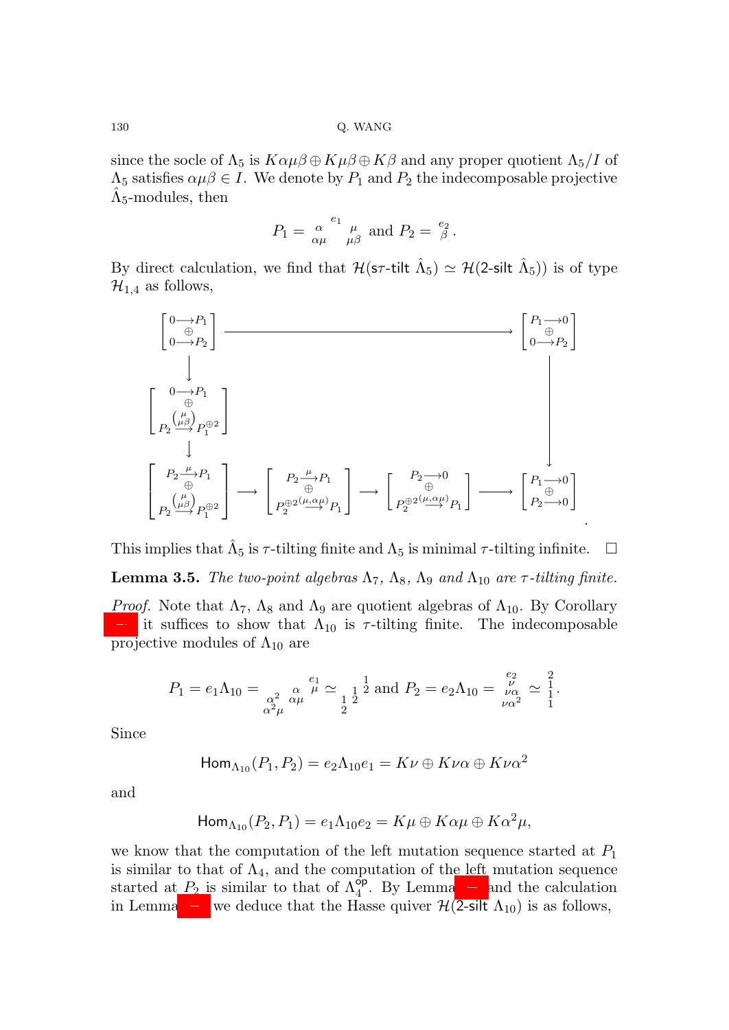since the socle of $\Lambda_5$ is $K\alpha\mu\beta \oplus K\mu\beta \oplus K\beta$ and any proper quotient $\Lambda_5/I$ of $\Lambda_5$ satisfies $\alpha\mu\beta \in I$. We denote by $P_1$ and $P_2$ the indecomposable projective $\hat{\Lambda}_5$-modules, then

$$P_1 = \begin{smallmatrix} & e_1 & \\ \alpha & & \mu \\ \alpha\mu & & \mu\beta \end{smallmatrix} \text{ and } P_2 = \begin{smallmatrix} e_2 \\ \beta \end{smallmatrix}.$$

By direct calculation, we find that $\mathcal{H}(\mathsf{s}\tau\text{-}\mathsf{tilt}\ \hat{\Lambda}_5) \simeq \mathcal{H}(2\text{-}\mathsf{silt}\ \hat{\Lambda}_5))$ is of type $\mathcal{H}_{1,4}$ as follows,

$$\begin{array}{ccccccc}
\begin{bmatrix} 0\to P_1 \\ \oplus \\ 0\to P_2 \end{bmatrix} & & \longrightarrow & & & & \begin{bmatrix} P_1\to 0 \\ \oplus \\ 0\to P_2 \end{bmatrix} \\
\downarrow & & & & & & \downarrow \\
\begin{bmatrix} 0\to P_1 \\ \oplus \\ P_2 \xrightarrow{\binom{\mu}{\mu\beta}} P_1^{\oplus 2} \end{bmatrix} & & & & & & \\
\downarrow & & & & & & \\
\begin{bmatrix} P_2\xrightarrow{\mu} P_1 \\ \oplus \\ P_2 \xrightarrow{\binom{\mu}{\mu\beta}} P_1^{\oplus 2} \end{bmatrix} & \longrightarrow & \begin{bmatrix} P_2\xrightarrow{\mu} P_1 \\ \oplus \\ P_2^{\oplus 2} \xrightarrow{(\mu,\alpha\mu)} P_1 \end{bmatrix} & \longrightarrow & \begin{bmatrix} P_2\to 0 \\ \oplus \\ P_2^{\oplus 2} \xrightarrow{(\mu,\alpha\mu)} P_1 \end{bmatrix} & \longrightarrow & \begin{bmatrix} P_1\to 0 \\ \oplus \\ P_2\to 0 \end{bmatrix}
\end{array}.$$

This implies that $\hat{\Lambda}_5$ is $\tau$-tilting finite and $\Lambda_5$ is minimal $\tau$-tilting infinite. $\square$

**Lemma 3.5.** *The two-point algebras $\Lambda_7$, $\Lambda_8$, $\Lambda_9$ and $\Lambda_{10}$ are $\tau$-tilting finite.*

*Proof.* Note that $\Lambda_7$, $\Lambda_8$ and $\Lambda_9$ are quotient algebras of $\Lambda_{10}$. By Corollary – it suffices to show that $\Lambda_{10}$ is $\tau$-tilting finite. The indecomposable projective modules of $\Lambda_{10}$ are

$$P_1 = e_1\Lambda_{10} = \begin{smallmatrix} & & e_1 & \\ & \alpha & & \mu \\ \alpha^2 & \alpha\mu & & \\ \alpha^2\mu & & & \end{smallmatrix} \simeq \begin{smallmatrix} & 1 & \\ 1 & & 2 \\ 1 \; 2 & & \\ 2 & & \end{smallmatrix} \text{ and } P_2 = e_2\Lambda_{10} = \begin{smallmatrix} e_2 \\ \nu \\ \nu\alpha \\ \nu\alpha^2 \end{smallmatrix} \simeq \begin{smallmatrix} 2 \\ 1 \\ 1 \\ 1 \end{smallmatrix}.$$

Since

$$\mathsf{Hom}_{\Lambda_{10}}(P_1, P_2) = e_2\Lambda_{10}e_1 = K\nu \oplus K\nu\alpha \oplus K\nu\alpha^2$$

and

$$\mathsf{Hom}_{\Lambda_{10}}(P_2, P_1) = e_1\Lambda_{10}e_2 = K\mu \oplus K\alpha\mu \oplus K\alpha^2\mu,$$

we know that the computation of the left mutation sequence started at $P_1$ is similar to that of $\Lambda_4$, and the computation of the left mutation sequence started at $P_2$ is similar to that of $\Lambda_4^{\mathsf{op}}$. By Lemma – and the calculation in Lemma – we deduce that the Hasse quiver $\mathcal{H}(2\text{-}\mathsf{silt}\ \Lambda_{10})$ is as follows,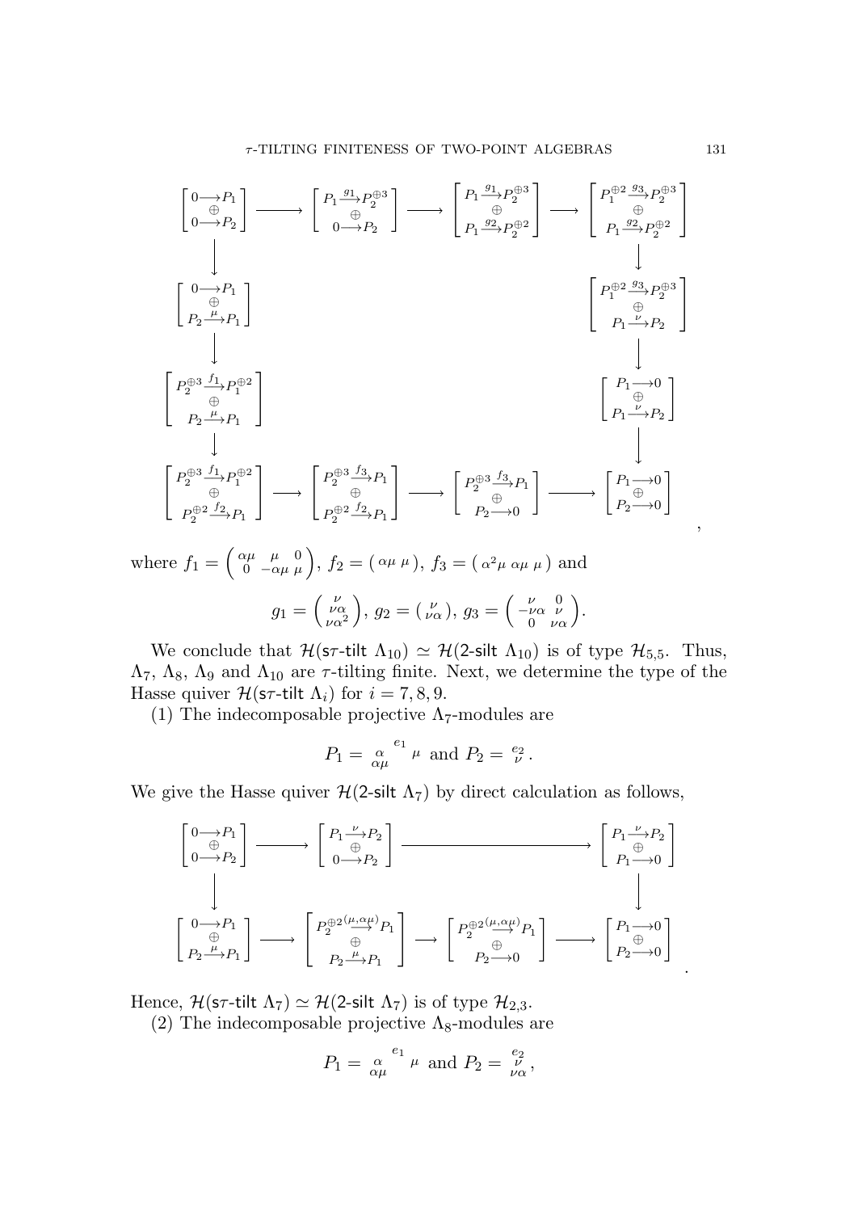$$
\begin{array}{ccccccc}
\begin{bmatrix} 0\longrightarrow P_1 \\ \oplus \\ 0\longrightarrow P_2 \end{bmatrix} & \longrightarrow & \begin{bmatrix} P_1\xrightarrow{g_1}P_2^{\oplus 3} \\ \oplus \\ 0\longrightarrow P_2 \end{bmatrix} & \longrightarrow & \begin{bmatrix} P_1\xrightarrow{g_1}P_2^{\oplus 3} \\ \oplus \\ P_1\xrightarrow{g_2}P_2^{\oplus 2} \end{bmatrix} & \longrightarrow & \begin{bmatrix} P_1^{\oplus 2}\xrightarrow{g_3}P_2^{\oplus 3} \\ \oplus \\ P_1\xrightarrow{g_2}P_2^{\oplus 2} \end{bmatrix} \\
\downarrow & & & & & & \downarrow \\
\begin{bmatrix} 0\longrightarrow P_1 \\ \oplus \\ P_2\xrightarrow{\mu}P_1 \end{bmatrix} & & & & & & \begin{bmatrix} P_1^{\oplus 2}\xrightarrow{g_3}P_2^{\oplus 3} \\ \oplus \\ P_1\xrightarrow{\nu}P_2 \end{bmatrix} \\
\downarrow & & & & & & \downarrow \\
\begin{bmatrix} P_2^{\oplus 3}\xrightarrow{f_1}P_1^{\oplus 2} \\ \oplus \\ P_2\xrightarrow{\mu}P_1 \end{bmatrix} & & & & & & \begin{bmatrix} P_1\longrightarrow 0 \\ \oplus \\ P_1\xrightarrow{\nu}P_2 \end{bmatrix} \\
\downarrow & & & & & & \downarrow \\
\begin{bmatrix} P_2^{\oplus 3}\xrightarrow{f_1}P_1^{\oplus 2} \\ \oplus \\ P_2^{\oplus 2}\xrightarrow{f_2}P_1 \end{bmatrix} & \longrightarrow & \begin{bmatrix} P_2^{\oplus 3}\xrightarrow{f_3}P_1 \\ \oplus \\ P_2^{\oplus 2}\xrightarrow{f_2}P_1 \end{bmatrix} & \longrightarrow & \begin{bmatrix} P_2^{\oplus 3}\xrightarrow{f_3}P_1 \\ \oplus \\ P_2\longrightarrow 0 \end{bmatrix} & \longrightarrow & \begin{bmatrix} P_1\longrightarrow 0 \\ \oplus \\ P_2\longrightarrow 0 \end{bmatrix}
\end{array},
$$

where $f_1 = \begin{pmatrix} \alpha\mu & \mu & 0 \\ 0 & -\alpha\mu & \mu \end{pmatrix}$, $f_2 = \begin{pmatrix} \alpha\mu & \mu \end{pmatrix}$, $f_3 = \begin{pmatrix} \alpha^2\mu & \alpha\mu & \mu \end{pmatrix}$ and

$$g_1 = \begin{pmatrix} \nu \\ \nu\alpha \\ \nu\alpha^2 \end{pmatrix},\ g_2 = \begin{pmatrix} \nu \\ \nu\alpha \end{pmatrix},\ g_3 = \begin{pmatrix} \nu & 0 \\ -\nu\alpha & \nu \\ 0 & \nu\alpha \end{pmatrix}.$$

We conclude that $\mathcal{H}(\mathsf{s}\tau\text{-}\mathsf{tilt}\ \Lambda_{10}) \simeq \mathcal{H}(2\text{-}\mathsf{silt}\ \Lambda_{10})$ is of type $\mathcal{H}_{5,5}$. Thus, $\Lambda_7$, $\Lambda_8$, $\Lambda_9$ and $\Lambda_{10}$ are $\tau$-tilting finite. Next, we determine the type of the Hasse quiver $\mathcal{H}(\mathsf{s}\tau\text{-}\mathsf{tilt}\ \Lambda_i)$ for $i = 7, 8, 9$.

(1) The indecomposable projective $\Lambda_7$-modules are

$$P_1 = {\scriptstyle \begin{smallmatrix} & e_1 & \\ \alpha & & \mu \\ \alpha\mu & & \end{smallmatrix}} \text{ and } P_2 = {\scriptstyle \begin{smallmatrix} e_2 \\ \nu \end{smallmatrix}}.$$

We give the Hasse quiver $\mathcal{H}(2\text{-}\mathsf{silt}\ \Lambda_7)$ by direct calculation as follows,

$$
\begin{array}{ccccccc}
\begin{bmatrix} 0\longrightarrow P_1 \\ \oplus \\ 0\longrightarrow P_2 \end{bmatrix} & \longrightarrow & \begin{bmatrix} P_1\xrightarrow{\nu}P_2 \\ \oplus \\ 0\longrightarrow P_2 \end{bmatrix} & \longrightarrow & & \longrightarrow & \begin{bmatrix} P_1\xrightarrow{\nu}P_2 \\ \oplus \\ P_1\longrightarrow 0 \end{bmatrix} \\
\downarrow & & & & & & \downarrow \\
\begin{bmatrix} 0\longrightarrow P_1 \\ \oplus \\ P_2\xrightarrow{\mu}P_1 \end{bmatrix} & \longrightarrow & \begin{bmatrix} P_2^{\oplus 2}\xrightarrow{(\mu,\alpha\mu)}P_1 \\ \oplus \\ P_2\xrightarrow{\mu}P_1 \end{bmatrix} & \longrightarrow & \begin{bmatrix} P_2^{\oplus 2}\xrightarrow{(\mu,\alpha\mu)}P_1 \\ \oplus \\ P_2\longrightarrow 0 \end{bmatrix} & \longrightarrow & \begin{bmatrix} P_1\longrightarrow 0 \\ \oplus \\ P_2\longrightarrow 0 \end{bmatrix}
\end{array}.
$$

Hence, $\mathcal{H}(\mathsf{s}\tau\text{-}\mathsf{tilt}\ \Lambda_7) \simeq \mathcal{H}(2\text{-}\mathsf{silt}\ \Lambda_7)$ is of type $\mathcal{H}_{2,3}$.

(2) The indecomposable projective $\Lambda_8$-modules are

$$P_1 = {\scriptstyle \begin{smallmatrix} & e_1 & \\ \alpha & & \mu \\ \alpha\mu & & \end{smallmatrix}} \text{ and } P_2 = {\scriptstyle \begin{smallmatrix} e_2 \\ \nu \\ \nu\alpha \end{smallmatrix}},$$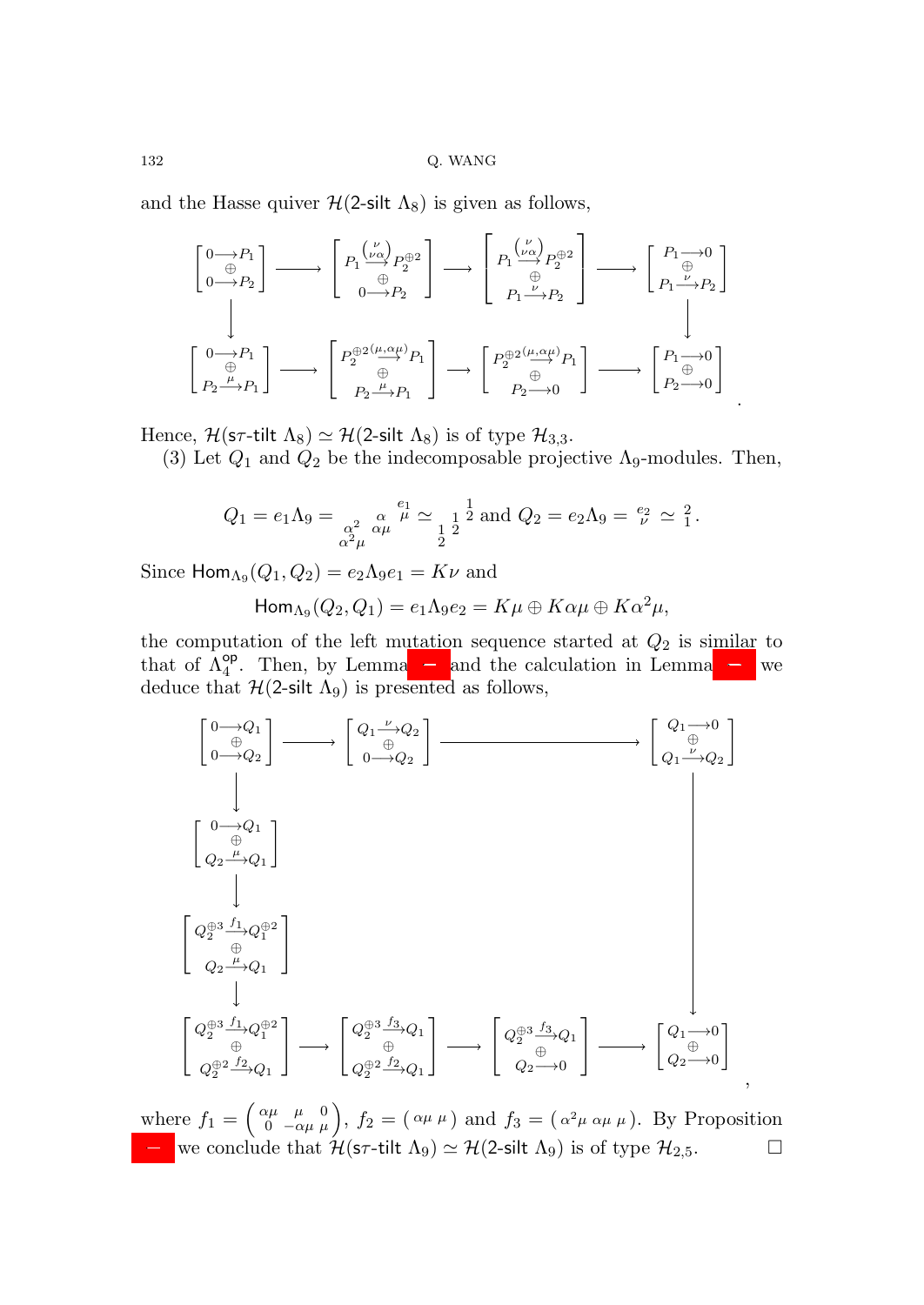and the Hasse quiver $\mathcal{H}(\text{2-silt }\Lambda_8)$ is given as follows,

$$
\begin{array}{ccccccc}
\begin{bmatrix} 0\longrightarrow P_1 \\ \oplus \\ 0\longrightarrow P_2 \end{bmatrix} & \longrightarrow & \begin{bmatrix} P_1 \xrightarrow{\binom{\nu}{\nu\alpha}} P_2^{\oplus 2} \\ \oplus \\ 0\longrightarrow P_2 \end{bmatrix} & \longrightarrow & \begin{bmatrix} P_1 \xrightarrow{\binom{\nu}{\nu\alpha}} P_2^{\oplus 2} \\ \oplus \\ P_1 \xrightarrow{\nu} P_2 \end{bmatrix} & \longrightarrow & \begin{bmatrix} P_1\longrightarrow 0 \\ \oplus \\ P_1 \xrightarrow{\nu} P_2 \end{bmatrix} \\
\big\downarrow & & & & & & \big\downarrow \\
\begin{bmatrix} 0\longrightarrow P_1 \\ \oplus \\ P_2 \xrightarrow{\mu} P_1 \end{bmatrix} & \longrightarrow & \begin{bmatrix} P_2^{\oplus 2} \xrightarrow{(\mu,\alpha\mu)} P_1 \\ \oplus \\ P_2 \xrightarrow{\mu} P_1 \end{bmatrix} & \longrightarrow & \begin{bmatrix} P_2^{\oplus 2} \xrightarrow{(\mu,\alpha\mu)} P_1 \\ \oplus \\ P_2 \longrightarrow 0 \end{bmatrix} & \longrightarrow & \begin{bmatrix} P_1\longrightarrow 0 \\ \oplus \\ P_2\longrightarrow 0 \end{bmatrix}
\end{array}.
$$

Hence, $\mathcal{H}(\text{s}\tau\text{-tilt }\Lambda_8) \simeq \mathcal{H}(\text{2-silt }\Lambda_8)$ is of type $\mathcal{H}_{3,3}$.

(3) Let $Q_1$ and $Q_2$ be the indecomposable projective $\Lambda_9$-modules. Then,

$$
Q_1 = e_1\Lambda_9 = \begin{smallmatrix} & & e_1 & \\ & \alpha & & \mu \\ \alpha^2 & \alpha\mu & & \\ \alpha^2\mu & & & \end{smallmatrix} \simeq \begin{smallmatrix} & & 1 & \\ & 1 & & 2 \\ 1 & 2 & & \\ 2 & & & \end{smallmatrix} \text{ and } Q_2 = e_2\Lambda_9 = \begin{smallmatrix} e_2 \\ \nu \end{smallmatrix} \simeq \begin{smallmatrix} 2 \\ 1 \end{smallmatrix}.
$$

Since $\mathsf{Hom}_{\Lambda_9}(Q_1, Q_2) = e_2\Lambda_9 e_1 = K\nu$ and

$$
\mathsf{Hom}_{\Lambda_9}(Q_2, Q_1) = e_1\Lambda_9 e_2 = K\mu \oplus K\alpha\mu \oplus K\alpha^2\mu,
$$

the computation of the left mutation sequence started at $Q_2$ is similar to that of $\Lambda_4^{\mathsf{op}}$. Then, by Lemma — and the calculation in Lemma — we deduce that $\mathcal{H}(\text{2-silt }\Lambda_9)$ is presented as follows,

$$
\begin{array}{ccccccc}
\begin{bmatrix} 0\longrightarrow Q_1 \\ \oplus \\ 0\longrightarrow Q_2 \end{bmatrix} & \longrightarrow & \begin{bmatrix} Q_1 \xrightarrow{\nu} Q_2 \\ \oplus \\ 0\longrightarrow Q_2 \end{bmatrix} & \longrightarrow & & & \begin{bmatrix} Q_1\longrightarrow 0 \\ \oplus \\ Q_1 \xrightarrow{\nu} Q_2 \end{bmatrix} \\
\big\downarrow & & & & & & \big\downarrow \\
\begin{bmatrix} 0\longrightarrow Q_1 \\ \oplus \\ Q_2 \xrightarrow{\mu} Q_1 \end{bmatrix} & & & & & & \\
\big\downarrow & & & & & & \\
\begin{bmatrix} Q_2^{\oplus 3} \xrightarrow{f_1} Q_1^{\oplus 2} \\ \oplus \\ Q_2 \xrightarrow{\mu} Q_1 \end{bmatrix} & & & & & & \\
\big\downarrow & & & & & & \\
\begin{bmatrix} Q_2^{\oplus 3} \xrightarrow{f_1} Q_1^{\oplus 2} \\ \oplus \\ Q_2^{\oplus 2} \xrightarrow{f_2} Q_1 \end{bmatrix} & \longrightarrow & \begin{bmatrix} Q_2^{\oplus 3} \xrightarrow{f_3} Q_1 \\ \oplus \\ Q_2^{\oplus 2} \xrightarrow{f_2} Q_1 \end{bmatrix} & \longrightarrow & \begin{bmatrix} Q_2^{\oplus 3} \xrightarrow{f_3} Q_1 \\ \oplus \\ Q_2 \longrightarrow 0 \end{bmatrix} & \longrightarrow & \begin{bmatrix} Q_1\longrightarrow 0 \\ \oplus \\ Q_2\longrightarrow 0 \end{bmatrix}
\end{array},
$$

where $f_1 = \begin{pmatrix} \alpha\mu & \mu & 0 \\ 0 & -\alpha\mu & \mu \end{pmatrix}$, $f_2 = \begin{pmatrix} \alpha\mu & \mu \end{pmatrix}$ and $f_3 = \begin{pmatrix} \alpha^2\mu & \alpha\mu & \mu \end{pmatrix}$. By Proposition — we conclude that $\mathcal{H}(\text{s}\tau\text{-tilt }\Lambda_9) \simeq \mathcal{H}(\text{2-silt }\Lambda_9)$ is of type $\mathcal{H}_{2,5}$. □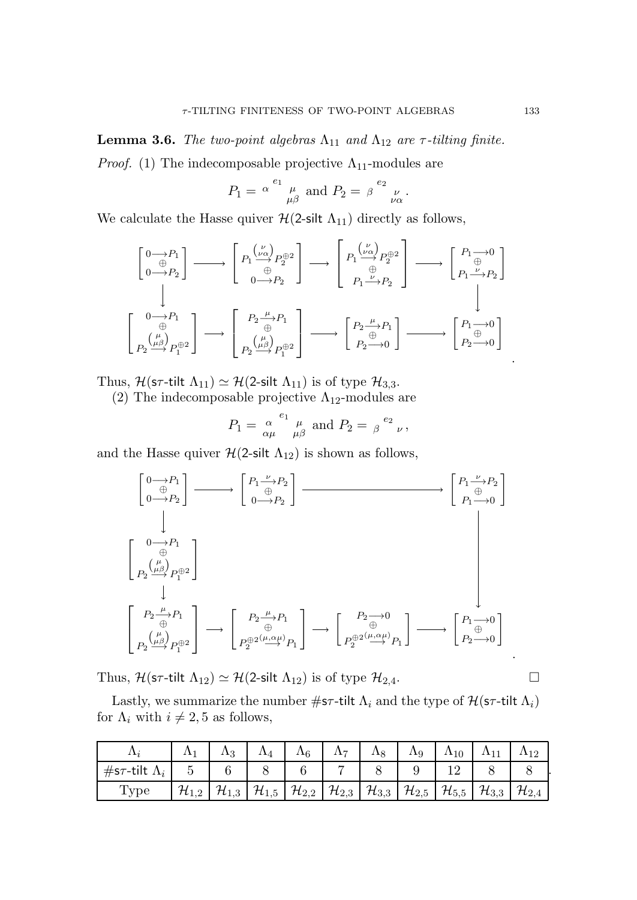**Lemma 3.6.** *The two-point algebras $\Lambda_{11}$ and $\Lambda_{12}$ are $\tau$-tilting finite.*

*Proof.* (1) The indecomposable projective $\Lambda_{11}$-modules are

$$P_1 = {\alpha}\ {}^{e_1}\ {}_{\mu\beta}^{\mu} \text{ and } P_2 = {\beta}\ {}^{e_2}\ {}_{\nu\alpha}^{\nu}.$$

We calculate the Hasse quiver $\mathcal{H}(\mathsf{2\text{-}silt}\ \Lambda_{11})$ directly as follows,

$$\begin{array}{ccccccc}
\begin{bmatrix} 0\to P_1 \\ \oplus \\ 0\to P_2 \end{bmatrix} & \longrightarrow & \begin{bmatrix} P_1 \xrightarrow{\binom{\nu}{\nu\alpha}} P_2^{\oplus 2} \\ \oplus \\ 0\to P_2 \end{bmatrix} & \longrightarrow & \begin{bmatrix} P_1 \xrightarrow{\binom{\nu}{\nu\alpha}} P_2^{\oplus 2} \\ \oplus \\ P_1 \xrightarrow{\nu} P_2 \end{bmatrix} & \longrightarrow & \begin{bmatrix} P_1 \to 0 \\ \oplus \\ P_1 \xrightarrow{\nu} P_2 \end{bmatrix} \\
\downarrow & & & & & & \downarrow \\
\begin{bmatrix} 0\to P_1 \\ \oplus \\ P_2 \xrightarrow{\binom{\mu}{\mu\beta}} P_1^{\oplus 2} \end{bmatrix} & \longrightarrow & \begin{bmatrix} P_2 \xrightarrow{\mu} P_1 \\ \oplus \\ P_2 \xrightarrow{\binom{\mu}{\mu\beta}} P_1^{\oplus 2} \end{bmatrix} & \longrightarrow & \begin{bmatrix} P_2 \xrightarrow{\mu} P_1 \\ \oplus \\ P_2 \to 0 \end{bmatrix} & \longrightarrow & \begin{bmatrix} P_1 \to 0 \\ \oplus \\ P_2 \to 0 \end{bmatrix}
\end{array}.$$

Thus, $\mathcal{H}(\mathsf{s\tau\text{-}tilt}\ \Lambda_{11}) \simeq \mathcal{H}(\mathsf{2\text{-}silt}\ \Lambda_{11})$ is of type $\mathcal{H}_{3,3}$.

(2) The indecomposable projective $\Lambda_{12}$-modules are

$$P_1 = {}_{\alpha\mu}^{\alpha}\ {}^{e_1}\ {}_{\mu\beta}^{\mu} \text{ and } P_2 = {}_{\beta}\ {}^{e_2}\ {}_{\nu},$$

and the Hasse quiver $\mathcal{H}(\mathsf{2\text{-}silt}\ \Lambda_{12})$ is shown as follows,

$$\begin{array}{ccccccc}
\begin{bmatrix} 0\to P_1 \\ \oplus \\ 0\to P_2 \end{bmatrix} & \longrightarrow & \begin{bmatrix} P_1 \xrightarrow{\nu} P_2 \\ \oplus \\ 0\to P_2 \end{bmatrix} & & \longrightarrow & & \begin{bmatrix} P_1 \xrightarrow{\nu} P_2 \\ \oplus \\ P_1 \to 0 \end{bmatrix} \\
\downarrow & & & & & & \downarrow \\
\begin{bmatrix} 0\to P_1 \\ \oplus \\ P_2 \xrightarrow{\binom{\mu}{\mu\beta}} P_1^{\oplus 2} \end{bmatrix} & & & & & & \\
\downarrow & & & & & & \\
\begin{bmatrix} P_2 \xrightarrow{\mu} P_1 \\ \oplus \\ P_2 \xrightarrow{\binom{\mu}{\mu\beta}} P_1^{\oplus 2} \end{bmatrix} & \longrightarrow & \begin{bmatrix} P_2 \xrightarrow{\mu} P_1 \\ \oplus \\ P_2^{\oplus 2} \xrightarrow{(\mu,\alpha\mu)} P_1 \end{bmatrix} & \longrightarrow & \begin{bmatrix} P_2 \to 0 \\ \oplus \\ P_2^{\oplus 2} \xrightarrow{(\mu,\alpha\mu)} P_1 \end{bmatrix} & \longrightarrow & \begin{bmatrix} P_1 \to 0 \\ \oplus \\ P_2 \to 0 \end{bmatrix}
\end{array}.$$

Thus, $\mathcal{H}(\mathsf{s\tau\text{-}tilt}\ \Lambda_{12}) \simeq \mathcal{H}(\mathsf{2\text{-}silt}\ \Lambda_{12})$ is of type $\mathcal{H}_{2,4}$. $\square$

Lastly, we summarize the number $\#\mathsf{s\tau\text{-}tilt}\ \Lambda_i$ and the type of $\mathcal{H}(\mathsf{s\tau\text{-}tilt}\ \Lambda_i)$ for $\Lambda_i$ with $i \neq 2, 5$ as follows,

| $\Lambda_i$ | $\Lambda_1$ | $\Lambda_3$ | $\Lambda_4$ | $\Lambda_6$ | $\Lambda_7$ | $\Lambda_8$ | $\Lambda_9$ | $\Lambda_{10}$ | $\Lambda_{11}$ | $\Lambda_{12}$ |
|---|---|---|---|---|---|---|---|---|---|---|
| $\#\mathsf{s\tau\text{-}tilt}\ \Lambda_i$ | 5 | 6 | 8 | 6 | 7 | 8 | 9 | 12 | 8 | 8 |
| Type | $\mathcal{H}_{1,2}$ | $\mathcal{H}_{1,3}$ | $\mathcal{H}_{1,5}$ | $\mathcal{H}_{2,2}$ | $\mathcal{H}_{2,3}$ | $\mathcal{H}_{3,3}$ | $\mathcal{H}_{2,5}$ | $\mathcal{H}_{5,5}$ | $\mathcal{H}_{3,3}$ | $\mathcal{H}_{2,4}$ |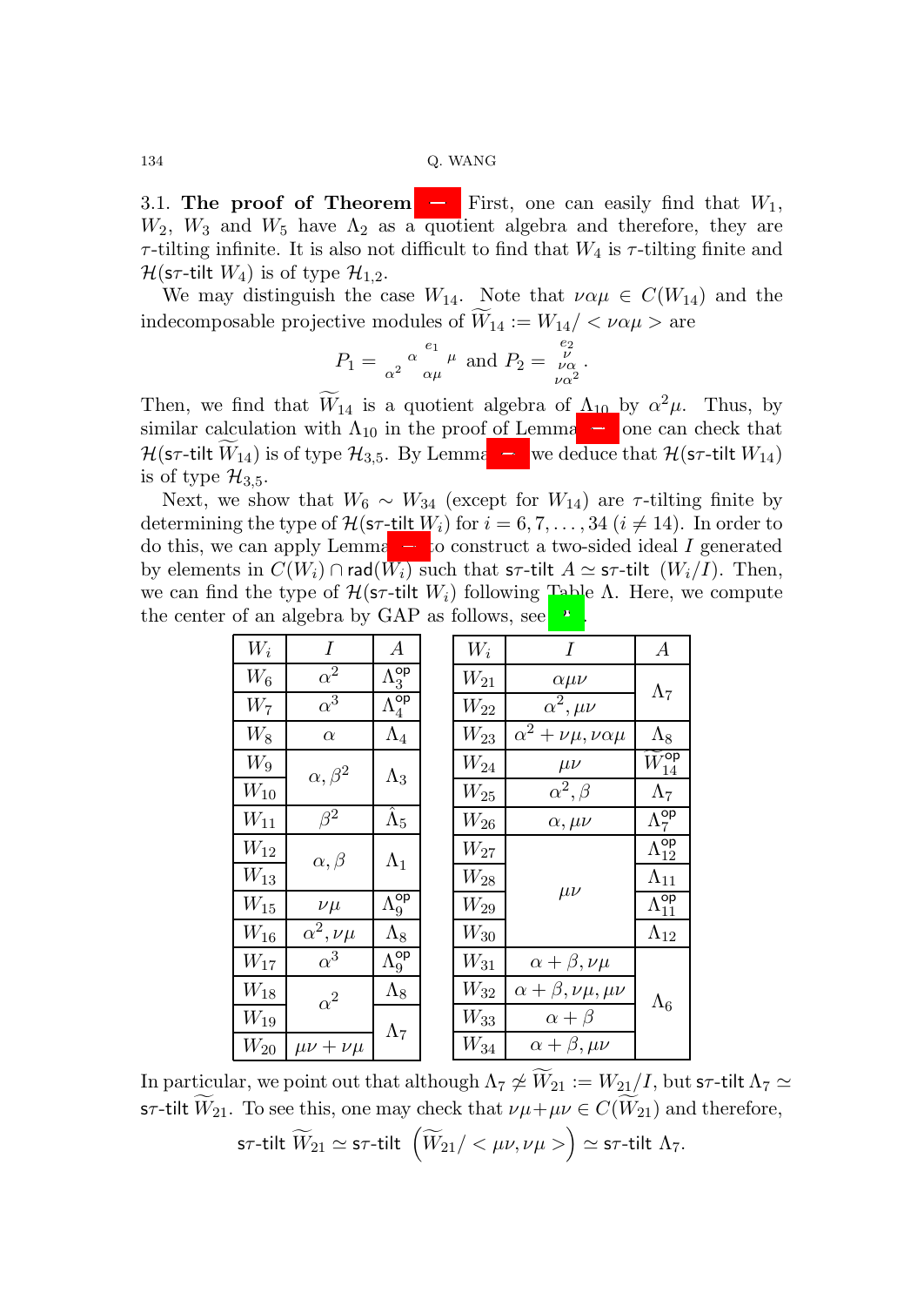3.1. **The proof of Theorem** . First, one can easily find that $W_1$, $W_2$, $W_3$ and $W_5$ have $\Lambda_2$ as a quotient algebra and therefore, they are $\tau$-tilting infinite. It is also not difficult to find that $W_4$ is $\tau$-tilting finite and $\mathcal{H}(\mathsf{s}\tau\text{-tilt } W_4)$ is of type $\mathcal{H}_{1,2}$.

We may distinguish the case $W_{14}$. Note that $\nu\alpha\mu \in C(W_{14})$ and the indecomposable projective modules of $\widetilde{W}_{14} := W_{14}/ < \nu\alpha\mu >$ are

$$P_1 = {}_{\alpha^2}{}^{\alpha} \overset{e_1}{\underset{\alpha\mu}{}} {}^{\mu} \text{ and } P_2 = \begin{smallmatrix} e_2 \\ \nu \\ \nu\alpha \\ \nu\alpha^2 \end{smallmatrix}.$$

Then, we find that $\widetilde{W}_{14}$ is a quotient algebra of $\Lambda_{10}$ by $\alpha^2\mu$. Thus, by similar calculation with $\Lambda_{10}$ in the proof of Lemma , one can check that $\mathcal{H}(\mathsf{s}\tau\text{-tilt } \widetilde{W}_{14})$ is of type $\mathcal{H}_{3,5}$. By Lemma we deduce that $\mathcal{H}(\mathsf{s}\tau\text{-tilt } W_{14})$ is of type $\mathcal{H}_{3,5}$.

Next, we show that $W_6 \sim W_{34}$ (except for $W_{14}$) are $\tau$-tilting finite by determining the type of $\mathcal{H}(\mathsf{s}\tau\text{-tilt } W_i)$ for $i = 6, 7, \ldots, 34$ $(i \neq 14)$. In order to do this, we can apply Lemma to construct a two-sided ideal $I$ generated by elements in $C(W_i) \cap \mathsf{rad}(W_i)$ such that $\mathsf{s}\tau\text{-tilt } A \simeq \mathsf{s}\tau\text{-tilt } (W_i/I)$. Then, we can find the type of $\mathcal{H}(\mathsf{s}\tau\text{-tilt } W_i)$ following Table $\Lambda$. Here, we compute the center of an algebra by GAP as follows, see .

| $W_i$ | $I$ | $A$ |
|---|---|---|
| $W_6$ | $\alpha^2$ | $\Lambda_3^{\mathsf{op}}$ |
| $W_7$ | $\alpha^3$ | $\Lambda_4^{\mathsf{op}}$ |
| $W_8$ | $\alpha$ | $\Lambda_4$ |
| $W_9$ | $\alpha, \beta^2$ | $\Lambda_3$ |
| $W_{10}$ | | |
| $W_{11}$ | $\beta^2$ | $\hat{\Lambda}_5$ |
| $W_{12}$ | $\alpha, \beta$ | $\Lambda_1$ |
| $W_{13}$ | | |
| $W_{15}$ | $\nu\mu$ | $\Lambda_9^{\mathsf{op}}$ |
| $W_{16}$ | $\alpha^2, \nu\mu$ | $\Lambda_8$ |
| $W_{17}$ | $\alpha^3$ | $\Lambda_9^{\mathsf{op}}$ |
| $W_{18}$ | $\alpha^2$ | $\Lambda_8$ |
| $W_{19}$ | | $\Lambda_7$ |
| $W_{20}$ | $\mu\nu + \nu\mu$ | |

| $W_i$ | $I$ | $A$ |
|---|---|---|
| $W_{21}$ | $\alpha\mu\nu$ | $\Lambda_7$ |
| $W_{22}$ | $\alpha^2, \mu\nu$ | |
| $W_{23}$ | $\alpha^2 + \nu\mu, \nu\alpha\mu$ | $\Lambda_8$ |
| $W_{24}$ | $\mu\nu$ | $\widetilde{W}_{14}^{\mathsf{op}}$ |
| $W_{25}$ | $\alpha^2, \beta$ | $\Lambda_7$ |
| $W_{26}$ | $\alpha, \mu\nu$ | $\Lambda_7^{\mathsf{op}}$ |
| $W_{27}$ | $\mu\nu$ | $\Lambda_{12}^{\mathsf{op}}$ |
| $W_{28}$ | | $\Lambda_{11}$ |
| $W_{29}$ | | $\Lambda_{11}^{\mathsf{op}}$ |
| $W_{30}$ | | $\Lambda_{12}$ |
| $W_{31}$ | $\alpha + \beta, \nu\mu$ | $\Lambda_6$ |
| $W_{32}$ | $\alpha + \beta, \nu\mu, \mu\nu$ | |
| $W_{33}$ | $\alpha + \beta$ | |
| $W_{34}$ | $\alpha + \beta, \mu\nu$ | |

In particular, we point out that although $\Lambda_7 \not\simeq \widetilde{W}_{21} := W_{21}/I$, but $\mathsf{s}\tau\text{-tilt } \Lambda_7 \simeq \mathsf{s}\tau\text{-tilt } \widetilde{W}_{21}$. To see this, one may check that $\nu\mu + \mu\nu \in C(\widetilde{W}_{21})$ and therefore,

$$\mathsf{s}\tau\text{-tilt } \widetilde{W}_{21} \simeq \mathsf{s}\tau\text{-tilt } \left(\widetilde{W}_{21}/ < \mu\nu, \nu\mu >\right) \simeq \mathsf{s}\tau\text{-tilt } \Lambda_7.$$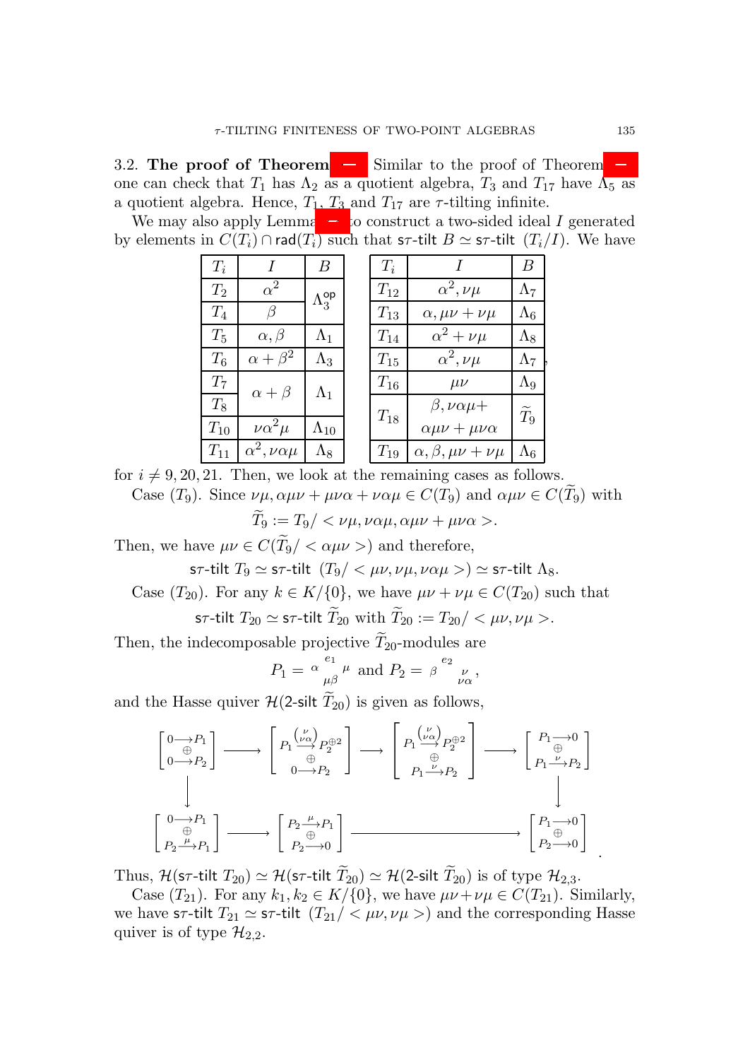3.2. **The proof of Theorem** — Similar to the proof of Theorem —, one can check that $T_1$ has $\Lambda_2$ as a quotient algebra, $T_3$ and $T_{17}$ have $\Lambda_5$ as a quotient algebra. Hence, $T_1$, $T_3$ and $T_{17}$ are $\tau$-tilting infinite.

We may also apply Lemma — to construct a two-sided ideal $I$ generated by elements in $C(T_i) \cap \mathsf{rad}(T_i)$ such that $\mathsf{s}\tau\text{-}\mathsf{tilt}\ B \simeq \mathsf{s}\tau\text{-}\mathsf{tilt}\ (T_i/I)$. We have

| $T_i$ | $I$ | $B$ |
|---|---|---|
| $T_2$ | $\alpha^2$ | $\Lambda_3^{\mathsf{op}}$ |
| $T_4$ | $\beta$ | $\Lambda_3^{\mathsf{op}}$ |
| $T_5$ | $\alpha, \beta$ | $\Lambda_1$ |
| $T_6$ | $\alpha + \beta^2$ | $\Lambda_3$ |
| $T_7$ | $\alpha + \beta$ | $\Lambda_1$ |
| $T_8$ | $\alpha + \beta$ | $\Lambda_1$ |
| $T_{10}$ | $\nu\alpha^2\mu$ | $\Lambda_{10}$ |
| $T_{11}$ | $\alpha^2, \nu\alpha\mu$ | $\Lambda_8$ |

| $T_i$ | $I$ | $B$ |
|---|---|---|
| $T_{12}$ | $\alpha^2, \nu\mu$ | $\Lambda_7$ |
| $T_{13}$ | $\alpha, \mu\nu + \nu\mu$ | $\Lambda_6$ |
| $T_{14}$ | $\alpha^2 + \nu\mu$ | $\Lambda_8$ |
| $T_{15}$ | $\alpha^2, \nu\mu$ | $\Lambda_7$ |
| $T_{16}$ | $\mu\nu$ | $\Lambda_9$ |
| $T_{18}$ | $\beta, \nu\alpha\mu + \alpha\mu\nu + \mu\nu\alpha$ | $\widetilde{T}_9$ |
| $T_{19}$ | $\alpha, \beta, \mu\nu + \nu\mu$ | $\Lambda_6$ |

for $i \neq 9, 20, 21$. Then, we look at the remaining cases as follows.

Case ($T_9$). Since $\nu\mu, \alpha\mu\nu + \mu\nu\alpha + \nu\alpha\mu \in C(T_9)$ and $\alpha\mu\nu \in C(\widetilde{T}_9)$ with

$$\widetilde{T}_9 := T_9 / < \nu\mu, \nu\alpha\mu, \alpha\mu\nu + \mu\nu\alpha >.$$

Then, we have $\mu\nu \in C(\widetilde{T}_9 / < \alpha\mu\nu >)$ and therefore,

$$\mathsf{s}\tau\text{-}\mathsf{tilt}\ T_9 \simeq \mathsf{s}\tau\text{-}\mathsf{tilt}\ (T_9 / < \mu\nu, \nu\mu, \nu\alpha\mu >) \simeq \mathsf{s}\tau\text{-}\mathsf{tilt}\ \Lambda_8.$$

Case ($T_{20}$). For any $k \in K/\{0\}$, we have $\mu\nu + \nu\mu \in C(T_{20})$ such that

$$\mathsf{s}\tau\text{-}\mathsf{tilt}\ T_{20} \simeq \mathsf{s}\tau\text{-}\mathsf{tilt}\ \widetilde{T}_{20} \text{ with } \widetilde{T}_{20} := T_{20} / < \mu\nu, \nu\mu >.$$

Then, the indecomposable projective $\widetilde{T}_{20}$-modules are

$$P_1 = {}_{\alpha}\overset{e_1}{\underset{\mu\beta}{}}{}_{\mu} \text{ and } P_2 = {}_{\beta}\overset{e_2}{\underset{\nu\alpha}{}}{}_{\nu},$$

and the Hasse quiver $\mathcal{H}(\mathsf{2\text{-}silt}\ \widetilde{T}_{20})$ is given as follows,

$$\begin{array}{ccccccc}
\begin{bmatrix} 0\to P_1 \\ \oplus \\ 0\to P_2 \end{bmatrix} & \longrightarrow & \begin{bmatrix} P_1 \xrightarrow{\binom{\nu}{\nu\alpha}} P_2^{\oplus 2} \\ \oplus \\ 0\to P_2 \end{bmatrix} & \longrightarrow & \begin{bmatrix} P_1 \xrightarrow{\binom{\nu}{\nu\alpha}} P_2^{\oplus 2} \\ \oplus \\ P_1 \xrightarrow{\nu} P_2 \end{bmatrix} & \longrightarrow & \begin{bmatrix} P_1\to 0 \\ \oplus \\ P_1 \xrightarrow{\nu} P_2 \end{bmatrix} \\
\downarrow & & & & & & \downarrow \\
\begin{bmatrix} 0\to P_1 \\ \oplus \\ P_2 \xrightarrow{\mu} P_1 \end{bmatrix} & \longrightarrow & \begin{bmatrix} P_2 \xrightarrow{\mu} P_1 \\ \oplus \\ P_2\to 0 \end{bmatrix} & & \longrightarrow & & \begin{bmatrix} P_1\to 0 \\ \oplus \\ P_2\to 0 \end{bmatrix}
\end{array}.$$

Thus, $\mathcal{H}(\mathsf{s}\tau\text{-}\mathsf{tilt}\ T_{20}) \simeq \mathcal{H}(\mathsf{s}\tau\text{-}\mathsf{tilt}\ \widetilde{T}_{20}) \simeq \mathcal{H}(\mathsf{2\text{-}silt}\ \widetilde{T}_{20})$ is of type $\mathcal{H}_{2,3}$.

Case ($T_{21}$). For any $k_1, k_2 \in K/\{0\}$, we have $\mu\nu + \nu\mu \in C(T_{21})$. Similarly, we have $\mathsf{s}\tau\text{-}\mathsf{tilt}\ T_{21} \simeq \mathsf{s}\tau\text{-}\mathsf{tilt}\ (T_{21} / < \mu\nu, \nu\mu >)$ and the corresponding Hasse quiver is of type $\mathcal{H}_{2,2}$.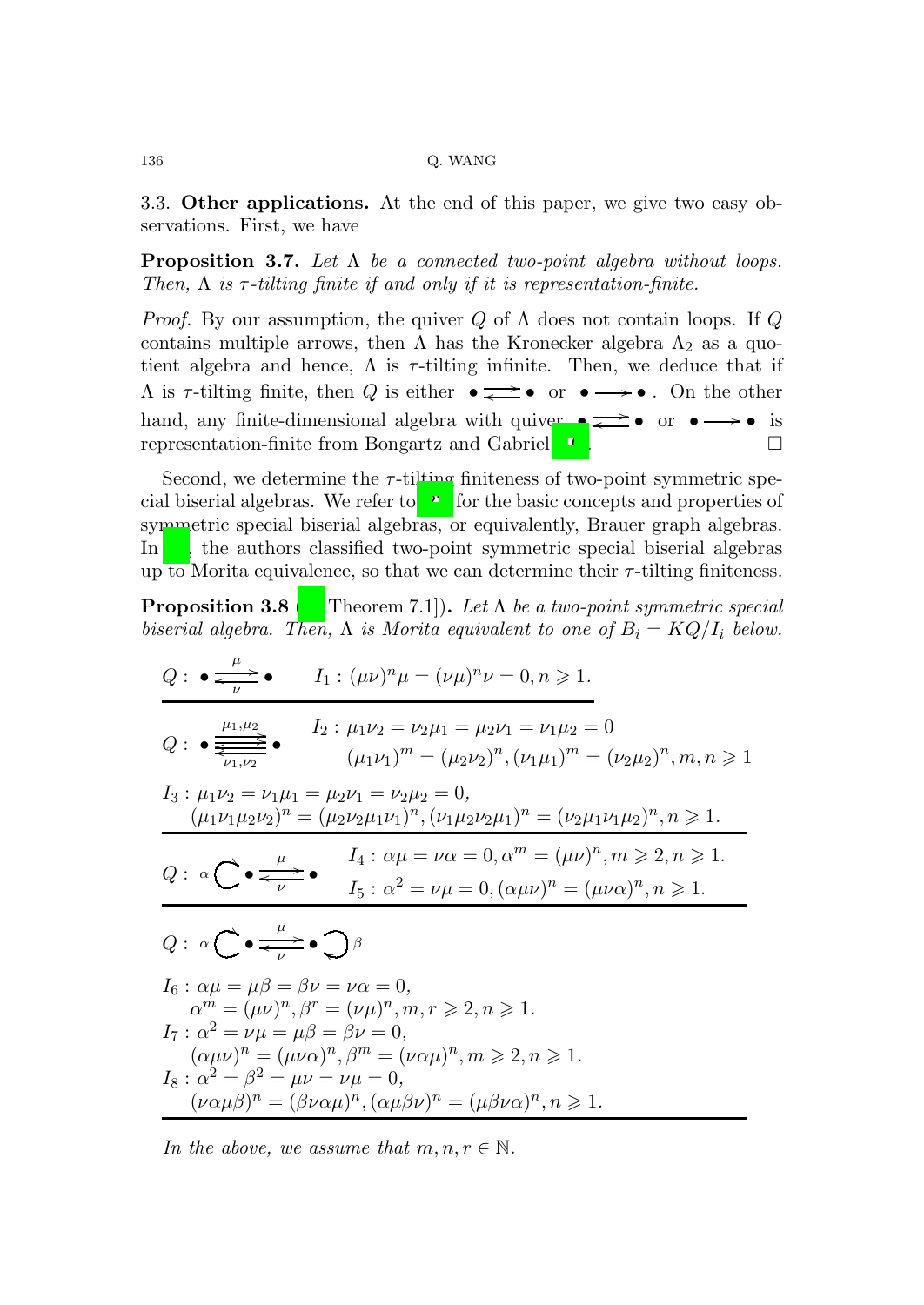3.3. **Other applications.** At the end of this paper, we give two easy observations. First, we have

**Proposition 3.7.** *Let $\Lambda$ be a connected two-point algebra without loops. Then, $\Lambda$ is $\tau$-tilting finite if and only if it is representation-finite.*

*Proof.* By our assumption, the quiver $Q$ of $\Lambda$ does not contain loops. If $Q$ contains multiple arrows, then $\Lambda$ has the Kronecker algebra $\Lambda_2$ as a quotient algebra and hence, $\Lambda$ is $\tau$-tilting infinite. Then, we deduce that if $\Lambda$ is $\tau$-tilting finite, then $Q$ is either $\bullet \rightleftarrows \bullet$ or $\bullet \longrightarrow \bullet$. On the other hand, any finite-dimensional algebra with quiver $\bullet \rightleftarrows \bullet$ or $\bullet \longrightarrow \bullet$ is representation-finite from Bongartz and Gabriel [ ]. □

Second, we determine the $\tau$-tilting finiteness of two-point symmetric special biserial algebras. We refer to [ ] for the basic concepts and properties of symmetric special biserial algebras, or equivalently, Brauer graph algebras. In [ ], the authors classified two-point symmetric special biserial algebras up to Morita equivalence, so that we can determine their $\tau$-tilting finiteness.

**Proposition 3.8** ([ Theorem 7.1]). *Let $\Lambda$ be a two-point symmetric special biserial algebra. Then, $\Lambda$ is Morita equivalent to one of $B_i = KQ/I_i$ below.*

$Q: \bullet \underset{\nu}{\overset{\mu}{\rightleftarrows}} \bullet$ $\quad I_1 : (\mu\nu)^n\mu = (\nu\mu)^n\nu = 0, n \geqslant 1.$

---

$Q: \bullet \underset{\nu_1,\nu_2}{\overset{\mu_1,\mu_2}{\rightleftarrows}} \bullet$ $\quad I_2 : \mu_1\nu_2 = \nu_2\mu_1 = \mu_2\nu_1 = \nu_1\mu_2 = 0$
$\quad (\mu_1\nu_1)^m = (\mu_2\nu_2)^n, (\nu_1\mu_1)^m = (\nu_2\mu_2)^n, m, n \geqslant 1$

$I_3 : \mu_1\nu_2 = \nu_1\mu_1 = \mu_2\nu_1 = \nu_2\mu_2 = 0,$
$\quad (\mu_1\nu_1\mu_2\nu_2)^n = (\mu_2\nu_2\mu_1\nu_1)^n, (\nu_1\mu_2\nu_2\mu_1)^n = (\nu_2\mu_1\nu_1\mu_2)^n, n \geqslant 1.$

---

$Q: \alpha \circlearrowright \bullet \underset{\nu}{\overset{\mu}{\rightleftarrows}} \bullet$ $\quad I_4 : \alpha\mu = \nu\alpha = 0, \alpha^m = (\mu\nu)^n, m \geqslant 2, n \geqslant 1.$
$\quad I_5 : \alpha^2 = \nu\mu = 0, (\alpha\mu\nu)^n = (\mu\nu\alpha)^n, n \geqslant 1.$

---

$Q: \alpha \circlearrowright \bullet \underset{\nu}{\overset{\mu}{\rightleftarrows}} \bullet \circlearrowleft \beta$

$I_6 : \alpha\mu = \mu\beta = \beta\nu = \nu\alpha = 0,$
$\quad \alpha^m = (\mu\nu)^n, \beta^r = (\nu\mu)^n, m, r \geqslant 2, n \geqslant 1.$
$I_7 : \alpha^2 = \nu\mu = \mu\beta = \beta\nu = 0,$
$\quad (\alpha\mu\nu)^n = (\mu\nu\alpha)^n, \beta^m = (\nu\alpha\mu)^n, m \geqslant 2, n \geqslant 1.$
$I_8 : \alpha^2 = \beta^2 = \mu\nu = \nu\mu = 0,$
$\quad (\nu\alpha\mu\beta)^n = (\beta\nu\alpha\mu)^n, (\alpha\mu\beta\nu)^n = (\mu\beta\nu\alpha)^n, n \geqslant 1.$

---

*In the above, we assume that $m, n, r \in \mathbb{N}$.*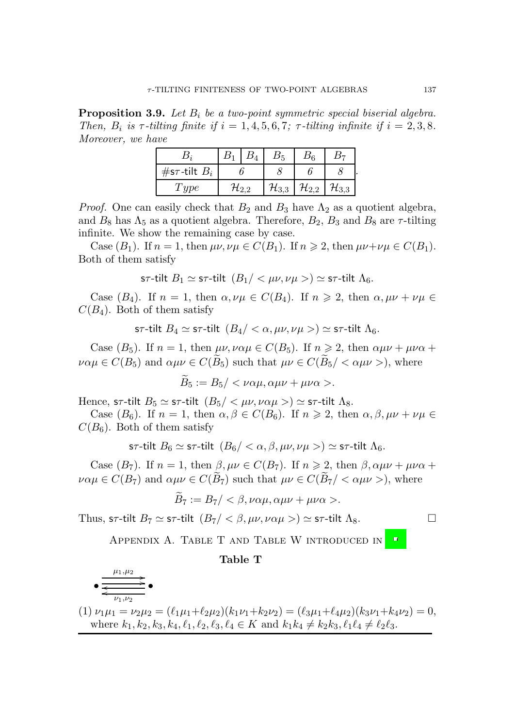**Proposition 3.9.** *Let $B_i$ be a two-point symmetric special biserial algebra. Then, $B_i$ is $\tau$-tilting finite if $i = 1, 4, 5, 6, 7$; $\tau$-tilting infinite if $i = 2, 3, 8$. Moreover, we have*

| $B_i$ | $B_1$ | $B_4$ | $B_5$ | $B_6$ | $B_7$ |
|---|---|---|---|---|---|
| $\#\mathsf{s}\tau\text{-}\mathsf{tilt}\ B_i$ | 6 | | 8 | 6 | 8 |
| $Type$ | $\mathcal{H}_{2,2}$ | | $\mathcal{H}_{3,3}$ | $\mathcal{H}_{2,2}$ | $\mathcal{H}_{3,3}$ |

*Proof.* One can easily check that $B_2$ and $B_3$ have $\Lambda_2$ as a quotient algebra, and $B_8$ has $\Lambda_5$ as a quotient algebra. Therefore, $B_2$, $B_3$ and $B_8$ are $\tau$-tilting infinite. We show the remaining case by case.

Case ($B_1$). If $n = 1$, then $\mu\nu, \nu\mu \in C(B_1)$. If $n \geqslant 2$, then $\mu\nu + \nu\mu \in C(B_1)$. Both of them satisfy

$$\mathsf{s}\tau\text{-}\mathsf{tilt}\ B_1 \simeq \mathsf{s}\tau\text{-}\mathsf{tilt}\ (B_1/<\mu\nu, \nu\mu>) \simeq \mathsf{s}\tau\text{-}\mathsf{tilt}\ \Lambda_6.$$

Case ($B_4$). If $n = 1$, then $\alpha, \nu\mu \in C(B_4)$. If $n \geqslant 2$, then $\alpha, \mu\nu + \nu\mu \in C(B_4)$. Both of them satisfy

$$\mathsf{s}\tau\text{-}\mathsf{tilt}\ B_4 \simeq \mathsf{s}\tau\text{-}\mathsf{tilt}\ (B_4/<\alpha, \mu\nu, \nu\mu>) \simeq \mathsf{s}\tau\text{-}\mathsf{tilt}\ \Lambda_6.$$

Case ($B_5$). If $n = 1$, then $\mu\nu, \nu\alpha\mu \in C(B_5)$. If $n \geqslant 2$, then $\alpha\mu\nu + \mu\nu\alpha + \nu\alpha\mu \in C(B_5)$ and $\alpha\mu\nu \in C(\widetilde{B}_5)$ such that $\mu\nu \in C(\widetilde{B}_5/<\alpha\mu\nu>)$, where

$$\widetilde{B}_5 := B_5/<\nu\alpha\mu, \alpha\mu\nu + \mu\nu\alpha>.$$

Hence, $\mathsf{s}\tau\text{-}\mathsf{tilt}\ B_5 \simeq \mathsf{s}\tau\text{-}\mathsf{tilt}\ (B_5/<\mu\nu, \nu\alpha\mu>) \simeq \mathsf{s}\tau\text{-}\mathsf{tilt}\ \Lambda_8$.

Case ($B_6$). If $n = 1$, then $\alpha, \beta \in C(B_6)$. If $n \geqslant 2$, then $\alpha, \beta, \mu\nu + \nu\mu \in C(B_6)$. Both of them satisfy

$$\mathsf{s}\tau\text{-}\mathsf{tilt}\ B_6 \simeq \mathsf{s}\tau\text{-}\mathsf{tilt}\ (B_6/<\alpha, \beta, \mu\nu, \nu\mu>) \simeq \mathsf{s}\tau\text{-}\mathsf{tilt}\ \Lambda_6.$$

Case ($B_7$). If $n = 1$, then $\beta, \mu\nu \in C(B_7)$. If $n \geqslant 2$, then $\beta, \alpha\mu\nu + \mu\nu\alpha + \nu\alpha\mu \in C(B_7)$ and $\alpha\mu\nu \in C(\widetilde{B}_7)$ such that $\mu\nu \in C(\widetilde{B}_7/<\alpha\mu\nu>)$, where

$$\widetilde{B}_7 := B_7/<\beta, \nu\alpha\mu, \alpha\mu\nu + \mu\nu\alpha>.$$

Thus, $\mathsf{s}\tau\text{-}\mathsf{tilt}\ B_7 \simeq \mathsf{s}\tau\text{-}\mathsf{tilt}\ (B_7/<\beta, \mu\nu, \nu\alpha\mu>) \simeq \mathsf{s}\tau\text{-}\mathsf{tilt}\ \Lambda_8$. □

## Appendix A. Table T and Table W introduced in [■]

**Table T**

$\bullet \underset{\nu_1,\nu_2}{\overset{\mu_1,\mu_2}{\rightleftarrows}} \bullet$

(1) $\nu_1\mu_1 = \nu_2\mu_2 = (\ell_1\mu_1+\ell_2\mu_2)(k_1\nu_1+k_2\nu_2) = (\ell_3\mu_1+\ell_4\mu_2)(k_3\nu_1+k_4\nu_2) = 0$, where $k_1, k_2, k_3, k_4, \ell_1, \ell_2, \ell_3, \ell_4 \in K$ and $k_1k_4 \neq k_2k_3, \ell_1\ell_4 \neq \ell_2\ell_3$.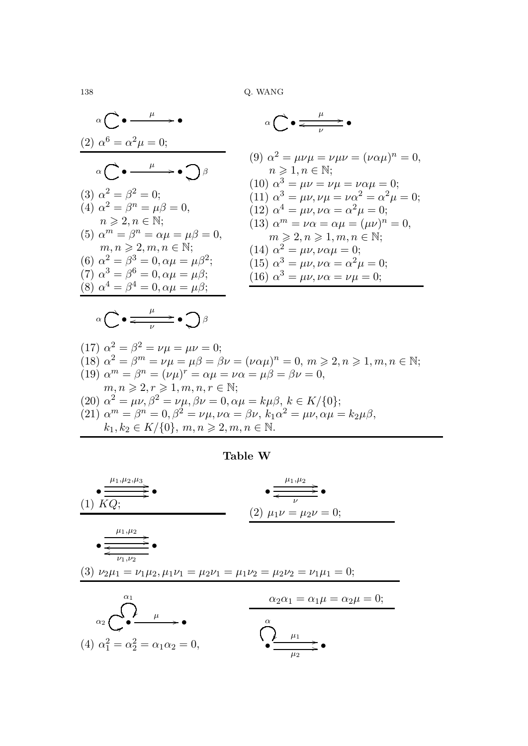(2) $\alpha^6 = \alpha^2\mu = 0$;

(3) $\alpha^2 = \beta^2 = 0$;
(4) $\alpha^2 = \beta^n = \mu\beta = 0$, $n \geqslant 2, n \in \mathbb{N}$;
(5) $\alpha^m = \beta^n = \alpha\mu = \mu\beta = 0$, $m, n \geqslant 2, m, n \in \mathbb{N}$;
(6) $\alpha^2 = \beta^3 = 0, \alpha\mu = \mu\beta^2$;
(7) $\alpha^3 = \beta^6 = 0, \alpha\mu = \mu\beta$;
(8) $\alpha^4 = \beta^4 = 0, \alpha\mu = \mu\beta$;

(9) $\alpha^2 = \mu\nu\mu = \nu\mu\nu = (\nu\alpha\mu)^n = 0$, $n \geqslant 1, n \in \mathbb{N}$;
(10) $\alpha^3 = \mu\nu = \nu\mu = \nu\alpha\mu = 0$;
(11) $\alpha^3 = \mu\nu, \nu\mu = \nu\alpha^2 = \alpha^2\mu = 0$;
(12) $\alpha^4 = \mu\nu, \nu\alpha = \alpha^2\mu = 0$;
(13) $\alpha^m = \nu\alpha = \alpha\mu = (\mu\nu)^n = 0$, $m \geqslant 2, n \geqslant 1, m, n \in \mathbb{N}$;
(14) $\alpha^2 = \mu\nu, \nu\alpha\mu = 0$;
(15) $\alpha^3 = \mu\nu, \nu\alpha = \alpha^2\mu = 0$;
(16) $\alpha^3 = \mu\nu, \nu\alpha = \nu\mu = 0$;

(17) $\alpha^2 = \beta^2 = \nu\mu = \mu\nu = 0$;
(18) $\alpha^2 = \beta^m = \nu\mu = \mu\beta = \beta\nu = (\nu\alpha\mu)^n = 0,\ m \geqslant 2, n \geqslant 1, m, n \in \mathbb{N}$;
(19) $\alpha^m = \beta^n = (\nu\mu)^r = \alpha\mu = \nu\alpha = \mu\beta = \beta\nu = 0$, $m, n \geqslant 2, r \geqslant 1, m, n, r \in \mathbb{N}$;
(20) $\alpha^2 = \mu\nu, \beta^2 = \nu\mu, \beta\nu = 0, \alpha\mu = k\mu\beta,\ k \in K/\{0\}$;
(21) $\alpha^m = \beta^n = 0, \beta^2 = \nu\mu, \nu\alpha = \beta\nu,\ k_1\alpha^2 = \mu\nu, \alpha\mu = k_2\mu\beta$, $k_1, k_2 \in K/\{0\},\ m, n \geqslant 2, m, n \in \mathbb{N}$.

**Table W**

(1) $KQ$;

(2) $\mu_1\nu = \mu_2\nu = 0$;

(3) $\nu_2\mu_1 = \nu_1\mu_2, \mu_1\nu_1 = \mu_2\nu_1 = \mu_1\nu_2 = \mu_2\nu_2 = \nu_1\mu_1 = 0$;

(4) $\alpha_1^2 = \alpha_2^2 = \alpha_1\alpha_2 = 0$, $\alpha_2\alpha_1 = \alpha_1\mu = \alpha_2\mu = 0$;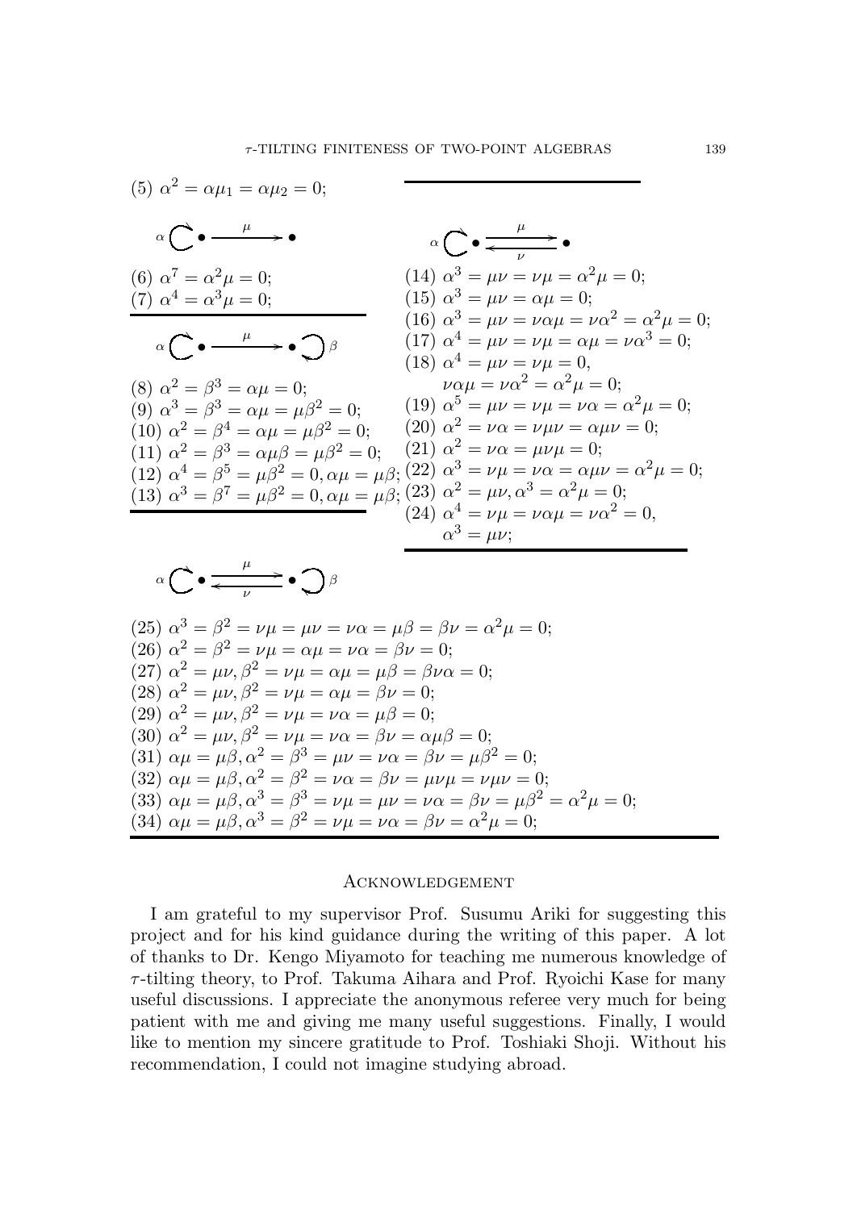(5) $\alpha^2 = \alpha\mu_1 = \alpha\mu_2 = 0$;

$\alpha \circlearrowright \bullet \xrightarrow{\mu} \bullet$

(6) $\alpha^7 = \alpha^2\mu = 0$;
(7) $\alpha^4 = \alpha^3\mu = 0$;

$\alpha \circlearrowright \bullet \xrightarrow{\mu} \bullet \circlearrowleft \beta$

(8) $\alpha^2 = \beta^3 = \alpha\mu = 0$;
(9) $\alpha^3 = \beta^3 = \alpha\mu = \mu\beta^2 = 0$;
(10) $\alpha^2 = \beta^4 = \alpha\mu = \mu\beta^2 = 0$;
(11) $\alpha^2 = \beta^3 = \alpha\mu\beta = \mu\beta^2 = 0$;
(12) $\alpha^4 = \beta^5 = \mu\beta^2 = 0, \alpha\mu = \mu\beta$;
(13) $\alpha^3 = \beta^7 = \mu\beta^2 = 0, \alpha\mu = \mu\beta$;

$\alpha \circlearrowright \bullet \underset{\nu}{\overset{\mu}{\rightleftarrows}} \bullet$

(14) $\alpha^3 = \mu\nu = \nu\mu = \alpha^2\mu = 0$;
(15) $\alpha^3 = \mu\nu = \alpha\mu = 0$;
(16) $\alpha^3 = \mu\nu = \nu\alpha\mu = \nu\alpha^2 = \alpha^2\mu = 0$;
(17) $\alpha^4 = \mu\nu = \nu\mu = \alpha\mu = \nu\alpha^3 = 0$;
(18) $\alpha^4 = \mu\nu = \nu\mu = 0$,
$\nu\alpha\mu = \nu\alpha^2 = \alpha^2\mu = 0$;
(19) $\alpha^5 = \mu\nu = \nu\mu = \nu\alpha = \alpha^2\mu = 0$;
(20) $\alpha^2 = \nu\alpha = \nu\mu\nu = \alpha\mu\nu = 0$;
(21) $\alpha^2 = \nu\alpha = \mu\nu\mu = 0$;
(22) $\alpha^3 = \nu\mu = \nu\alpha = \alpha\mu\nu = \alpha^2\mu = 0$;
(23) $\alpha^2 = \mu\nu, \alpha^3 = \alpha^2\mu = 0$;
(24) $\alpha^4 = \nu\mu = \nu\alpha\mu = \nu\alpha^2 = 0$,
$\alpha^3 = \mu\nu$;

$\alpha \circlearrowright \bullet \underset{\nu}{\overset{\mu}{\rightleftarrows}} \bullet \circlearrowleft \beta$

(25) $\alpha^3 = \beta^2 = \nu\mu = \mu\nu = \nu\alpha = \mu\beta = \beta\nu = \alpha^2\mu = 0$;
(26) $\alpha^2 = \beta^2 = \nu\mu = \alpha\mu = \nu\alpha = \beta\nu = 0$;
(27) $\alpha^2 = \mu\nu, \beta^2 = \nu\mu = \alpha\mu = \mu\beta = \beta\nu\alpha = 0$;
(28) $\alpha^2 = \mu\nu, \beta^2 = \nu\mu = \alpha\mu = \beta\nu = 0$;
(29) $\alpha^2 = \mu\nu, \beta^2 = \nu\mu = \nu\alpha = \mu\beta = 0$;
(30) $\alpha^2 = \mu\nu, \beta^2 = \nu\mu = \nu\alpha = \beta\nu = \alpha\mu\beta = 0$;
(31) $\alpha\mu = \mu\beta, \alpha^2 = \beta^3 = \mu\nu = \nu\alpha = \beta\nu = \mu\beta^2 = 0$;
(32) $\alpha\mu = \mu\beta, \alpha^2 = \beta^2 = \nu\alpha = \beta\nu = \mu\nu\mu = \nu\mu\nu = 0$;
(33) $\alpha\mu = \mu\beta, \alpha^3 = \beta^3 = \nu\mu = \mu\nu = \nu\alpha = \beta\nu = \mu\beta^2 = \alpha^2\mu = 0$;
(34) $\alpha\mu = \mu\beta, \alpha^3 = \beta^2 = \nu\mu = \nu\alpha = \beta\nu = \alpha^2\mu = 0$;

## Acknowledgement

I am grateful to my supervisor Prof. Susumu Ariki for suggesting this project and for his kind guidance during the writing of this paper. A lot of thanks to Dr. Kengo Miyamoto for teaching me numerous knowledge of $\tau$-tilting theory, to Prof. Takuma Aihara and Prof. Ryoichi Kase for many useful discussions. I appreciate the anonymous referee very much for being patient with me and giving me many useful suggestions. Finally, I would like to mention my sincere gratitude to Prof. Toshiaki Shoji. Without his recommendation, I could not imagine studying abroad.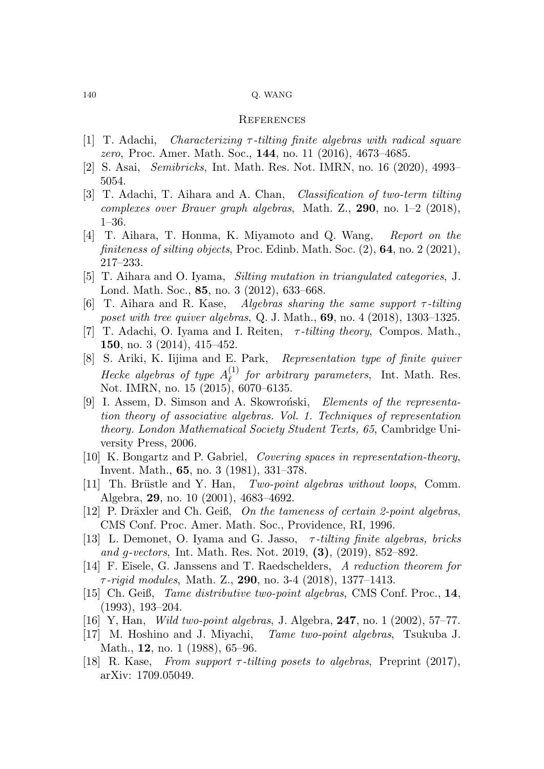## References

[1] T. Adachi, *Characterizing $\tau$-tilting finite algebras with radical square zero*, Proc. Amer. Math. Soc., **144**, no. 11 (2016), 4673–4685.

[2] S. Asai, *Semibricks*, Int. Math. Res. Not. IMRN, no. 16 (2020), 4993–5054.

[3] T. Adachi, T. Aihara and A. Chan, *Classification of two-term tilting complexes over Brauer graph algebras*, Math. Z., **290**, no. 1–2 (2018), 1–36.

[4] T. Aihara, T. Honma, K. Miyamoto and Q. Wang, *Report on the finiteness of silting objects*, Proc. Edinb. Math. Soc. (2), **64**, no. 2 (2021), 217–233.

[5] T. Aihara and O. Iyama, *Silting mutation in triangulated categories*, J. Lond. Math. Soc., **85**, no. 3 (2012), 633–668.

[6] T. Aihara and R. Kase, *Algebras sharing the same support $\tau$-tilting poset with tree quiver algebras*, Q. J. Math., **69**, no. 4 (2018), 1303–1325.

[7] T. Adachi, O. Iyama and I. Reiten, *$\tau$-tilting theory*, Compos. Math., **150**, no. 3 (2014), 415–452.

[8] S. Ariki, K. Iijima and E. Park, *Representation type of finite quiver Hecke algebras of type $A_\ell^{(1)}$ for arbitrary parameters*, Int. Math. Res. Not. IMRN, no. 15 (2015), 6070–6135.

[9] I. Assem, D. Simson and A. Skowroński, *Elements of the representation theory of associative algebras. Vol. 1. Techniques of representation theory. London Mathematical Society Student Texts, 65*, Cambridge University Press, 2006.

[10] K. Bongartz and P. Gabriel, *Covering spaces in representation-theory*, Invent. Math., **65**, no. 3 (1981), 331–378.

[11] Th. Brüstle and Y. Han, *Two-point algebras without loops*, Comm. Algebra, **29**, no. 10 (2001), 4683–4692.

[12] P. Dräxler and Ch. Geiß, *On the tameness of certain 2-point algebras*, CMS Conf. Proc. Amer. Math. Soc., Providence, RI, 1996.

[13] L. Demonet, O. Iyama and G. Jasso, *$\tau$-tilting finite algebras, bricks and g-vectors*, Int. Math. Res. Not. 2019, **(3)**, (2019), 852–892.

[14] F. Eisele, G. Janssens and T. Raedschelders, *A reduction theorem for $\tau$-rigid modules*, Math. Z., **290**, no. 3-4 (2018), 1377–1413.

[15] Ch. Geiß, *Tame distributive two-point algebras*, CMS Conf. Proc., **14**, (1993), 193–204.

[16] Y, Han, *Wild two-point algebras*, J. Algebra, **247**, no. 1 (2002), 57–77.

[17] M. Hoshino and J. Miyachi, *Tame two-point algebras*, Tsukuba J. Math., **12**, no. 1 (1988), 65–96.

[18] R. Kase, *From support $\tau$-tilting posets to algebras*, Preprint (2017), arXiv: 1709.05049.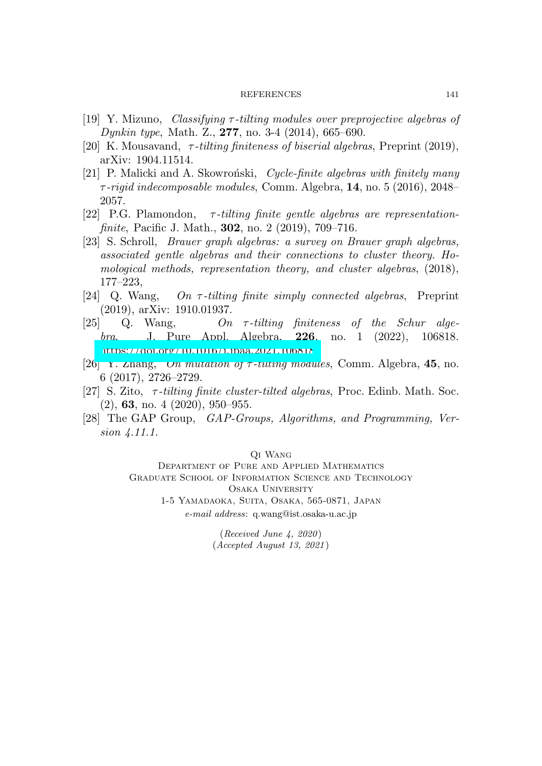[19] Y. Mizuno, *Classifying $\tau$-tilting modules over preprojective algebras of Dynkin type*, Math. Z., **277**, no. 3-4 (2014), 665–690.

[20] K. Mousavand, *$\tau$-tilting finiteness of biserial algebras*, Preprint (2019), arXiv: 1904.11514.

[21] P. Malicki and A. Skowroński, *Cycle-finite algebras with finitely many $\tau$-rigid indecomposable modules*, Comm. Algebra, **14**, no. 5 (2016), 2048–2057.

[22] P.G. Plamondon, *$\tau$-tilting finite gentle algebras are representation-finite*, Pacific J. Math., **302**, no. 2 (2019), 709–716.

[23] S. Schroll, *Brauer graph algebras: a survey on Brauer graph algebras, associated gentle algebras and their connections to cluster theory. Homological methods, representation theory, and cluster algebras*, (2018), 177–223,

[24] Q. Wang, *On $\tau$-tilting finite simply connected algebras*, Preprint (2019), arXiv: 1910.01937.

[25] Q. Wang, *On $\tau$-tilting finiteness of the Schur algebra*, J. Pure Appl. Algebra, **226**, no. 1 (2022), 106818. https://doi.org/10.1016/j.jpaa.2021.106818

[26] Y. Zhang, *On mutation of $\tau$-tilting modules*, Comm. Algebra, **45**, no. 6 (2017), 2726–2729.

[27] S. Zito, *$\tau$-tilting finite cluster-tilted algebras*, Proc. Edinb. Math. Soc. (2), **63**, no. 4 (2020), 950–955.

[28] The GAP Group, *GAP-Groups, Algorithms, and Programming, Version 4.11.1.*

Qi Wang
Department of Pure and Applied Mathematics
Graduate School of Information Science and Technology
Osaka University
1-5 Yamadaoka, Suita, Osaka, 565-0871, Japan
*e-mail address*: q.wang@ist.osaka-u.ac.jp

(*Received June 4, 2020*)
(*Accepted August 13, 2021*)